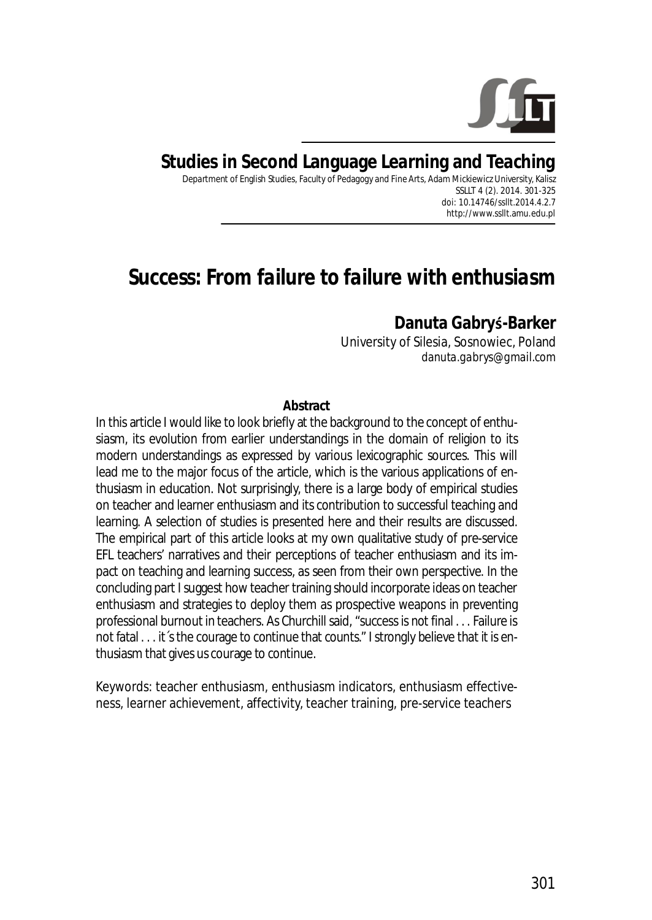# Studies in Second Language Learning and Teaching

Department of English Studies, Faculty of Pedagogy and Fine Arts, Adam Mickiewicz University, Kalisz
SSLLT 4 (2). 2014. 301-325
doi: 10.14746/ssllt.2014.4.2.7
http://www.ssllt.amu.edu.pl

# Success: *From failure to failure with enthusiasm*

**Danuta Gabryś-Barker**
University of Silesia, Sosnowiec, Poland
*danuta.gabrys@gmail.com*

**Abstract**

In this article I would like to look briefly at the background to the concept of enthusiasm, its evolution from earlier understandings in the domain of religion to its modern understandings as expressed by various lexicographic sources. This will lead me to the major focus of the article, which is the various applications of enthusiasm in education. Not surprisingly, there is a large body of empirical studies on teacher and learner enthusiasm and its contribution to successful teaching and learning. A selection of studies is presented here and their results are discussed. The empirical part of this article looks at my own qualitative study of pre-service EFL teachers' narratives and their perceptions of teacher enthusiasm and its impact on teaching and learning success, as seen from their own perspective. In the concluding part I suggest how teacher training should incorporate ideas on teacher enthusiasm and strategies to deploy them as prospective weapons in preventing professional burnout in teachers. As Churchill said, "success is not final . . . Failure is not fatal . . . it´s the courage to continue that counts." I strongly believe that it is enthusiasm that gives us courage to continue.

*Keywords*: teacher enthusiasm, enthusiasm indicators, enthusiasm effectiveness, learner achievement, affectivity, teacher training, pre-service teachers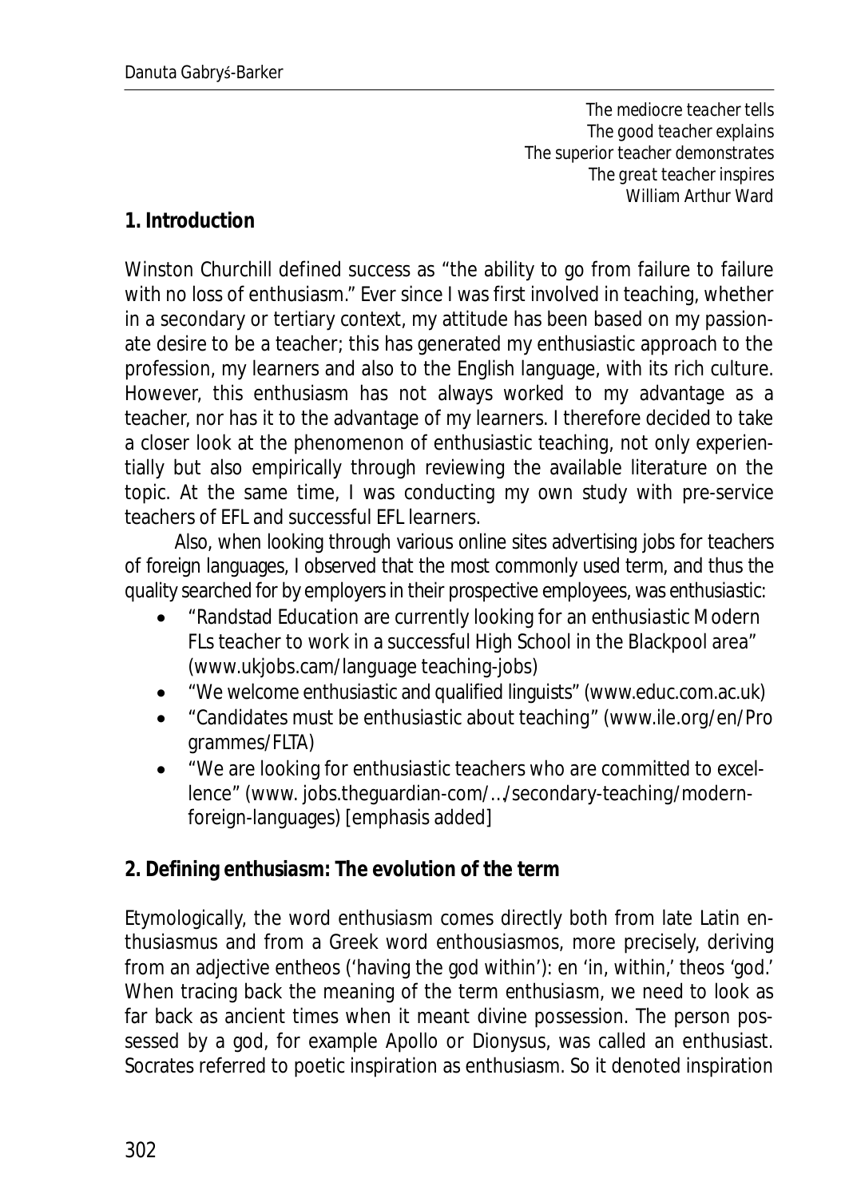*The mediocre teacher tells*
*The good teacher explains*
*The superior teacher demonstrates*
*The great teacher inspires*
William Arthur Ward

## 1. Introduction

Winston Churchill defined success as "the ability to go from failure to failure with no loss of enthusiasm." Ever since I was first involved in teaching, whether in a secondary or tertiary context, my attitude has been based on my passionate desire to be a teacher; this has generated my enthusiastic approach to the profession, my learners and also to the English language, with its rich culture. However, this enthusiasm has not always worked to my advantage as a teacher, nor has it to the advantage of my learners. I therefore decided to take a closer look at the phenomenon of enthusiastic teaching, not only experientially but also empirically through reviewing the available literature on the topic. At the same time, I was conducting my own study with pre-service teachers of EFL and successful EFL learners.

Also, when looking through various online sites advertising jobs for teachers of foreign languages, I observed that the most commonly used term, and thus the quality searched for by employers in their prospective employees, was enthusiastic:

- "Randstad Education are currently looking for an *enthusiastic* Modern FLs teacher to work in a successful High School in the Blackpool area" (www.ukjobs.cam/language teaching-jobs)
- "We welcome *enthusiastic* and qualified linguists" (www.educ.com.ac.uk)
- "Candidates must be *enthusiastic* about teaching" (www.ile.org/en/Programmes/FLTA)
- "We are looking for *enthusiastic* teachers who are committed to excellence" (www. jobs.theguardian-com/…/secondary-teaching/modern-foreign-languages) [emphasis added]

## 2. Defining enthusiasm: The evolution of the term

Etymologically, the word *enthusiasm* comes directly both from late Latin *enthusiasmus* and from a Greek word *enthousiasmos*, more precisely, deriving from an adjective *entheos* ('having the god within'): *en* 'in, within,' *theos* 'god.' When tracing back the meaning of the term *enthusiasm*, we need to look as far back as ancient times when it meant divine possession. The person possessed by a god, for example Apollo or Dionysus, was called an enthusiast. Socrates referred to poetic inspiration as enthusiasm. So it denoted inspiration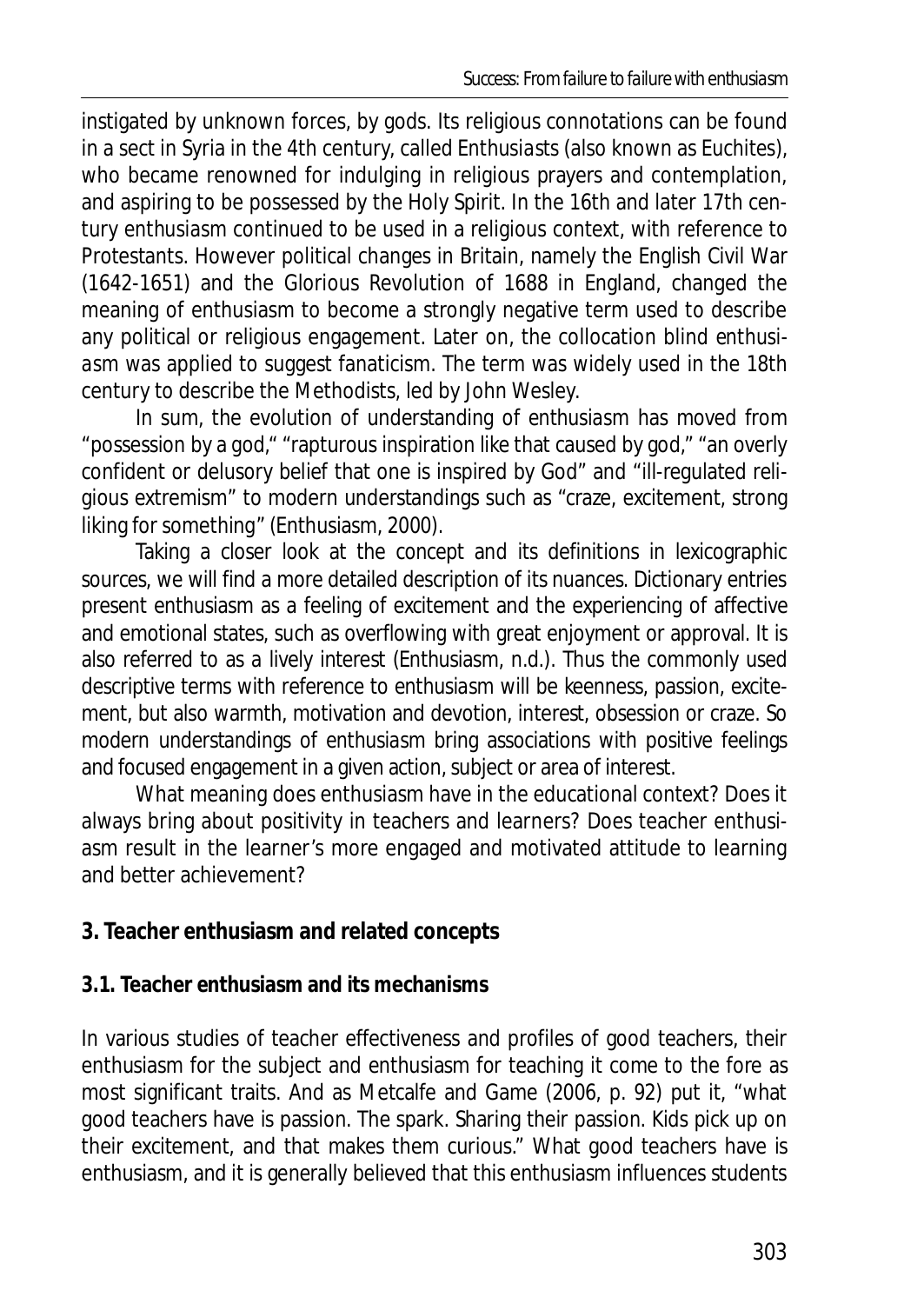instigated by unknown forces, by gods. Its religious connotations can be found in a sect in Syria in the 4th century, called *Enthusiasts* (also known as Euchites), who became renowned for indulging in religious prayers and contemplation, and aspiring to be possessed by the Holy Spirit. In the 16th and later 17th century enthusiasm continued to be used in a religious context, with reference to Protestants. However political changes in Britain, namely the English Civil War (1642-1651) and the Glorious Revolution of 1688 in England, changed the meaning of enthusiasm to become a strongly negative term used to describe any political or religious engagement. Later on, the collocation *blind enthusiasm* was applied to suggest fanaticism. The term was widely used in the 18th century to describe the Methodists, led by John Wesley.

In sum, the evolution of understanding of enthusiasm has moved from "possession by a god," "rapturous inspiration like that caused by god," "an overly confident or delusory belief that one is inspired by God" and "ill-regulated religious extremism" to modern understandings such as "craze, excitement, strong liking for something" (Enthusiasm, 2000).

Taking a closer look at the concept and its definitions in lexicographic sources, we will find a more detailed description of its nuances. Dictionary entries present enthusiasm as a feeling of excitement and the experiencing of affective and emotional states, such as overflowing with great enjoyment or approval. It is also referred to as a lively interest (Enthusiasm, n.d.). Thus the commonly used descriptive terms with reference to enthusiasm will be keenness, passion, excitement, but also warmth, motivation and devotion, interest, obsession or craze. So modern understandings of enthusiasm bring associations with positive feelings and focused engagement in a given action, subject or area of interest.

What meaning does enthusiasm have in the educational context? Does it always bring about positivity in teachers and learners? Does teacher enthusiasm result in the learner's more engaged and motivated attitude to learning and better achievement?

## 3. Teacher enthusiasm and related concepts

### 3.1. Teacher enthusiasm and its mechanisms

In various studies of teacher effectiveness and profiles of good teachers, their enthusiasm for the subject and enthusiasm for teaching it come to the fore as most significant traits. And as Metcalfe and Game (2006, p. 92) put it, "what good teachers have is passion. The spark. Sharing their passion. Kids pick up on their excitement, and that makes them curious." What good teachers have is enthusiasm, and it is generally believed that this enthusiasm influences students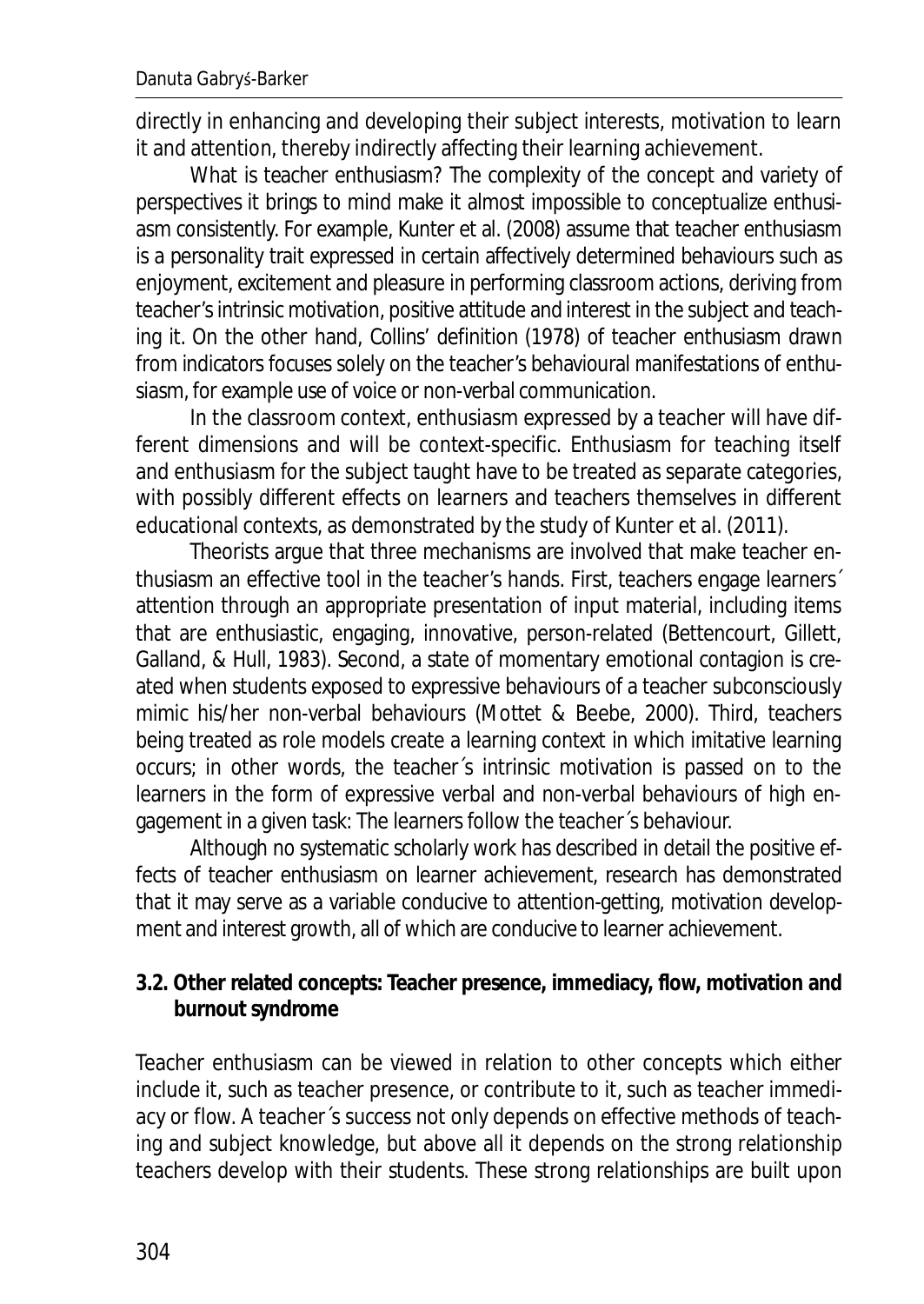directly in enhancing and developing their subject interests, motivation to learn it and attention, thereby indirectly affecting their learning achievement.

What is teacher enthusiasm? The complexity of the concept and variety of perspectives it brings to mind make it almost impossible to conceptualize enthusiasm consistently. For example, Kunter et al. (2008) assume that teacher enthusiasm is a personality trait expressed in certain affectively determined behaviours such as enjoyment, excitement and pleasure in performing classroom actions, deriving from teacher's intrinsic motivation, positive attitude and interest in the subject and teaching it. On the other hand, Collins' definition (1978) of teacher enthusiasm drawn from indicators focuses solely on the teacher's behavioural manifestations of enthusiasm, for example use of voice or non-verbal communication.

In the classroom context, enthusiasm expressed by a teacher will have different dimensions and will be context-specific. Enthusiasm for teaching itself and enthusiasm for the subject taught have to be treated as separate categories, with possibly different effects on learners and teachers themselves in different educational contexts, as demonstrated by the study of Kunter et al. (2011).

Theorists argue that three mechanisms are involved that make teacher enthusiasm an effective tool in the teacher's hands. First, teachers engage learners´ attention through an appropriate presentation of input material, including items that are enthusiastic, engaging, innovative, person-related (Bettencourt, Gillett, Galland, & Hull, 1983). Second, a state of momentary emotional contagion is created when students exposed to expressive behaviours of a teacher subconsciously mimic his/her non-verbal behaviours (Mottet & Beebe, 2000). Third, teachers being treated as role models create a learning context in which imitative learning occurs; in other words, the teacher´s intrinsic motivation is passed on to the learners in the form of expressive verbal and non-verbal behaviours of high engagement in a given task: The learners follow the teacher´s behaviour.

Although no systematic scholarly work has described in detail the positive effects of teacher enthusiasm on learner achievement, research has demonstrated that it may serve as a variable conducive to attention-getting, motivation development and interest growth, all of which are conducive to learner achievement.

### 3.2. Other related concepts: Teacher presence, immediacy, flow, motivation and burnout syndrome

Teacher enthusiasm can be viewed in relation to other concepts which either include it, such as teacher presence, or contribute to it, such as teacher immediacy or flow. A teacher´s success not only depends on effective methods of teaching and subject knowledge, but above all it depends on the strong relationship teachers develop with their students. These strong relationships are built upon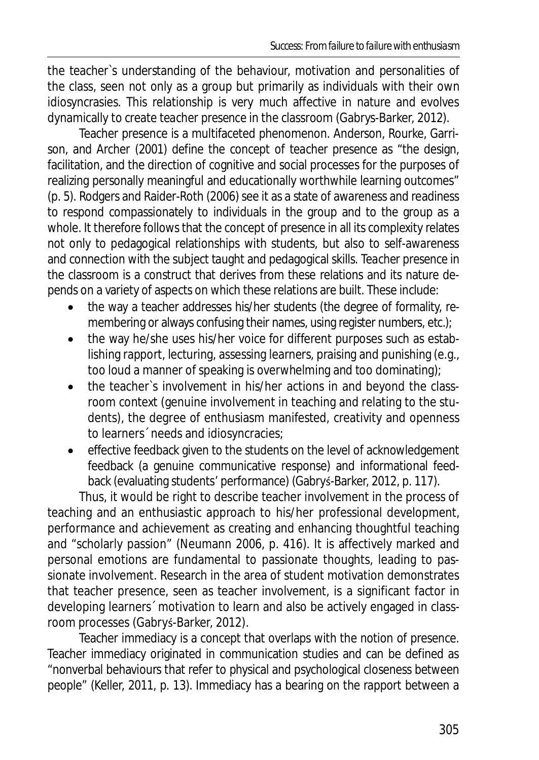the teacher`s understanding of the behaviour, motivation and personalities of the class, seen not only as a group but primarily as individuals with their own idiosyncrasies. This relationship is very much affective in nature and evolves dynamically to create teacher presence in the classroom (Gabrys-Barker, 2012).

Teacher presence is a multifaceted phenomenon. Anderson, Rourke, Garrison, and Archer (2001) define the concept of teacher presence as "the design, facilitation, and the direction of cognitive and social processes for the purposes of realizing personally meaningful and educationally worthwhile learning outcomes" (p. 5). Rodgers and Raider-Roth (2006) see it as a state of awareness and readiness to respond compassionately to individuals in the group and to the group as a whole. It therefore follows that the concept of presence in all its complexity relates not only to pedagogical relationships with students, but also to self-awareness and connection with the subject taught and pedagogical skills. Teacher presence in the classroom is a construct that derives from these relations and its nature depends on a variety of aspects on which these relations are built. These include:

- the way a teacher addresses his/her students (the degree of formality, remembering or always confusing their names, using register numbers, etc.);
- the way he/she uses his/her voice for different purposes such as establishing rapport, lecturing, assessing learners, praising and punishing (e.g., too loud a manner of speaking is overwhelming and too dominating);
- the teacher`s involvement in his/her actions in and beyond the classroom context (genuine involvement in teaching and relating to the students), the degree of enthusiasm manifested, creativity and openness to learners´ needs and idiosyncracies;
- effective feedback given to the students on the level of acknowledgement feedback (a genuine communicative response) and informational feedback (evaluating students' performance) (Gabryś-Barker, 2012, p. 117).

Thus, it would be right to describe teacher involvement in the process of teaching and an enthusiastic approach to his/her professional development, performance and achievement as creating and enhancing thoughtful teaching and "scholarly passion" (Neumann 2006, p. 416). It is affectively marked and personal emotions are fundamental to passionate thoughts, leading to passionate involvement. Research in the area of student motivation demonstrates that teacher presence, seen as teacher involvement, is a significant factor in developing learners´ motivation to learn and also be actively engaged in classroom processes (Gabryś-Barker, 2012).

Teacher immediacy is a concept that overlaps with the notion of presence. Teacher immediacy originated in communication studies and can be defined as "nonverbal behaviours that refer to physical and psychological closeness between people" (Keller, 2011, p. 13). Immediacy has a bearing on the rapport between a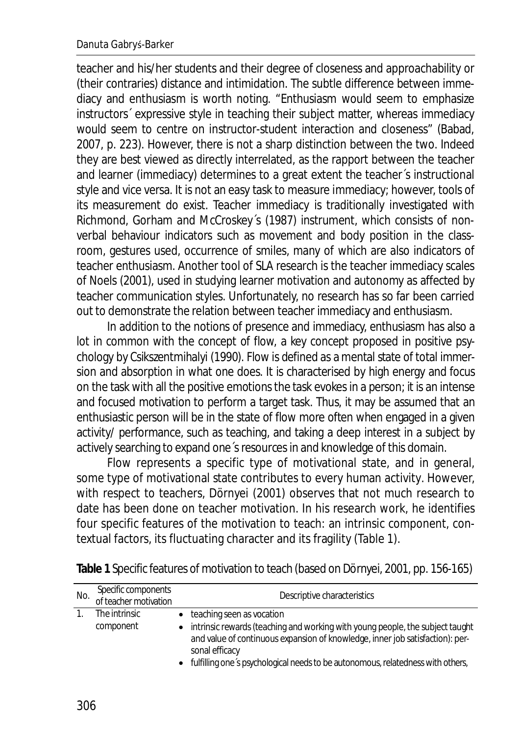teacher and his/her students and their degree of closeness and approachability or (their contraries) distance and intimidation. The subtle difference between immediacy and enthusiasm is worth noting. "Enthusiasm would seem to emphasize instructors´ expressive style in teaching their subject matter, whereas immediacy would seem to centre on instructor-student interaction and closeness" (Babad, 2007, p. 223). However, there is not a sharp distinction between the two. Indeed they are best viewed as directly interrelated, as the rapport between the teacher and learner (immediacy) determines to a great extent the teacher´s instructional style and vice versa. It is not an easy task to measure immediacy; however, tools of its measurement do exist. Teacher immediacy is traditionally investigated with Richmond, Gorham and McCroskey´s (1987) instrument, which consists of non-verbal behaviour indicators such as movement and body position in the classroom, gestures used, occurrence of smiles, many of which are also indicators of teacher enthusiasm. Another tool of SLA research is the teacher immediacy scales of Noels (2001), used in studying learner motivation and autonomy as affected by teacher communication styles. Unfortunately, no research has so far been carried out to demonstrate the relation between teacher immediacy and enthusiasm.

In addition to the notions of presence and immediacy, enthusiasm has also a lot in common with the concept of flow, a key concept proposed in positive psychology by Csikszentmihalyi (1990). Flow is defined as a mental state of total immersion and absorption in what one does. It is characterised by high energy and focus on the task with all the positive emotions the task evokes in a person; it is an intense and focused motivation to perform a target task. Thus, it may be assumed that an enthusiastic person will be in the state of flow more often when engaged in a given activity/ performance, such as teaching, and taking a deep interest in a subject by actively searching to expand one´s resources in and knowledge of this domain.

Flow represents a specific type of motivational state, and in general, some type of motivational state contributes to every human activity. However, with respect to teachers, Dörnyei (2001) observes that not much research to date has been done on teacher motivation. In his research work, he identifies four specific features of the motivation to teach: an intrinsic component, contextual factors, its fluctuating character and its fragility (Table 1).

**Table 1** Specific features of motivation to teach (based on Dörnyei, 2001, pp. 156-165)

| No. | Specific components of teacher motivation | Descriptive characteristics |
|---|---|---|
| 1. | The intrinsic component | • teaching seen as vocation<br>• intrinsic rewards (teaching and working with young people, the subject taught and value of continuous expansion of knowledge, inner job satisfaction): personal efficacy<br>• fulfilling one´s psychological needs to be autonomous, relatedness with others, |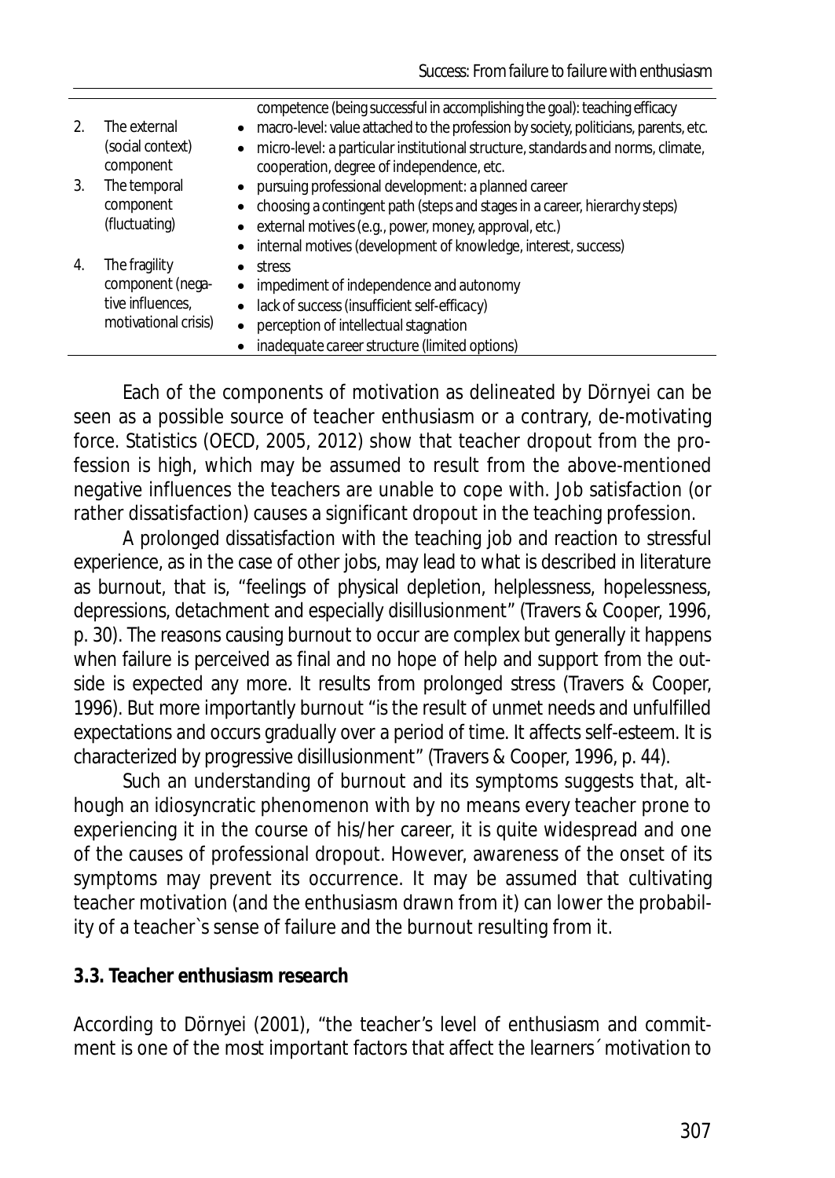| | | |
|---|---|---|
| | | competence (being successful in accomplishing the goal): teaching efficacy |
| 2. | The external (social context) component | • macro-level: value attached to the profession by society, politicians, parents, etc.<br>• micro-level: a particular institutional structure, standards and norms, climate, cooperation, degree of independence, etc. |
| 3. | The temporal component (fluctuating) | • pursuing professional development: a planned career<br>• choosing a contingent path (steps and stages in a career, hierarchy steps)<br>• external motives (e.g., power, money, approval, etc.)<br>• internal motives (development of knowledge, interest, success) |
| 4. | The fragility component (negative influences, motivational crisis) | • stress<br>• impediment of independence and autonomy<br>• lack of success (insufficient self-efficacy)<br>• perception of intellectual stagnation<br>• inadequate career structure (limited options) |

Each of the components of motivation as delineated by Dörnyei can be seen as a possible source of teacher enthusiasm or a contrary, de-motivating force. Statistics (OECD, 2005, 2012) show that teacher dropout from the profession is high, which may be assumed to result from the above-mentioned negative influences the teachers are unable to cope with. Job satisfaction (or rather dissatisfaction) causes a significant dropout in the teaching profession.

A prolonged dissatisfaction with the teaching job and reaction to stressful experience, as in the case of other jobs, may lead to what is described in literature as burnout, that is, "feelings of physical depletion, helplessness, hopelessness, depressions, detachment and especially disillusionment" (Travers & Cooper, 1996, p. 30). The reasons causing burnout to occur are complex but generally it happens when failure is perceived as final and no hope of help and support from the outside is expected any more. It results from prolonged stress (Travers & Cooper, 1996). But more importantly burnout "is the result of unmet needs and unfulfilled expectations and occurs gradually over a period of time. It affects self-esteem. It is characterized by progressive disillusionment" (Travers & Cooper, 1996, p. 44).

Such an understanding of burnout and its symptoms suggests that, although an idiosyncratic phenomenon with by no means every teacher prone to experiencing it in the course of his/her career, it is quite widespread and one of the causes of professional dropout. However, awareness of the onset of its symptoms may prevent its occurrence. It may be assumed that cultivating teacher motivation (and the enthusiasm drawn from it) can lower the probability of a teacher`s sense of failure and the burnout resulting from it.

### 3.3. Teacher enthusiasm research

According to Dörnyei (2001), "the teacher's level of enthusiasm and commitment is one of the most important factors that affect the learners´ motivation to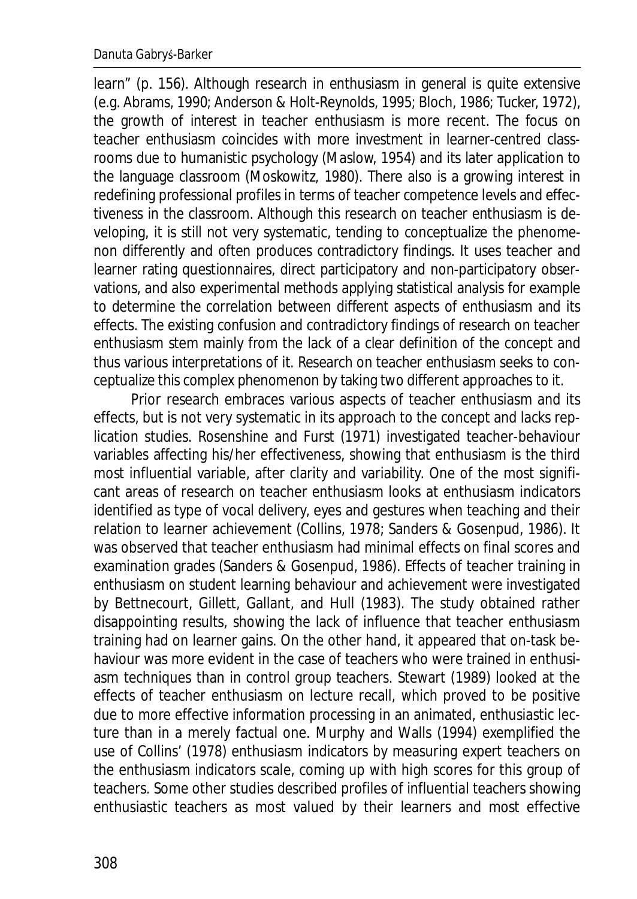learn" (p. 156). Although research in enthusiasm in general is quite extensive (e.g. Abrams, 1990; Anderson & Holt-Reynolds, 1995; Bloch, 1986; Tucker, 1972), the growth of interest in teacher enthusiasm is more recent. The focus on teacher enthusiasm coincides with more investment in learner-centred classrooms due to humanistic psychology (Maslow, 1954) and its later application to the language classroom (Moskowitz, 1980). There also is a growing interest in redefining professional profiles in terms of teacher competence levels and effectiveness in the classroom. Although this research on teacher enthusiasm is developing, it is still not very systematic, tending to conceptualize the phenomenon differently and often produces contradictory findings. It uses teacher and learner rating questionnaires, direct participatory and non-participatory observations, and also experimental methods applying statistical analysis for example to determine the correlation between different aspects of enthusiasm and its effects. The existing confusion and contradictory findings of research on teacher enthusiasm stem mainly from the lack of a clear definition of the concept and thus various interpretations of it. Research on teacher enthusiasm seeks to conceptualize this complex phenomenon by taking two different approaches to it.

Prior research embraces various aspects of teacher enthusiasm and its effects, but is not very systematic in its approach to the concept and lacks replication studies. Rosenshine and Furst (1971) investigated teacher-behaviour variables affecting his/her effectiveness, showing that enthusiasm is the third most influential variable, after clarity and variability. One of the most significant areas of research on teacher enthusiasm looks at enthusiasm indicators identified as type of vocal delivery, eyes and gestures when teaching and their relation to learner achievement (Collins, 1978; Sanders & Gosenpud, 1986). It was observed that teacher enthusiasm had minimal effects on final scores and examination grades (Sanders & Gosenpud, 1986). Effects of teacher training in enthusiasm on student learning behaviour and achievement were investigated by Bettnecourt, Gillett, Gallant, and Hull (1983). The study obtained rather disappointing results, showing the lack of influence that teacher enthusiasm training had on learner gains. On the other hand, it appeared that on-task behaviour was more evident in the case of teachers who were trained in enthusiasm techniques than in control group teachers. Stewart (1989) looked at the effects of teacher enthusiasm on lecture recall, which proved to be positive due to more effective information processing in an animated, enthusiastic lecture than in a merely factual one. Murphy and Walls (1994) exemplified the use of Collins' (1978) enthusiasm indicators by measuring expert teachers on the enthusiasm indicators scale, coming up with high scores for this group of teachers. Some other studies described profiles of influential teachers showing enthusiastic teachers as most valued by their learners and most effective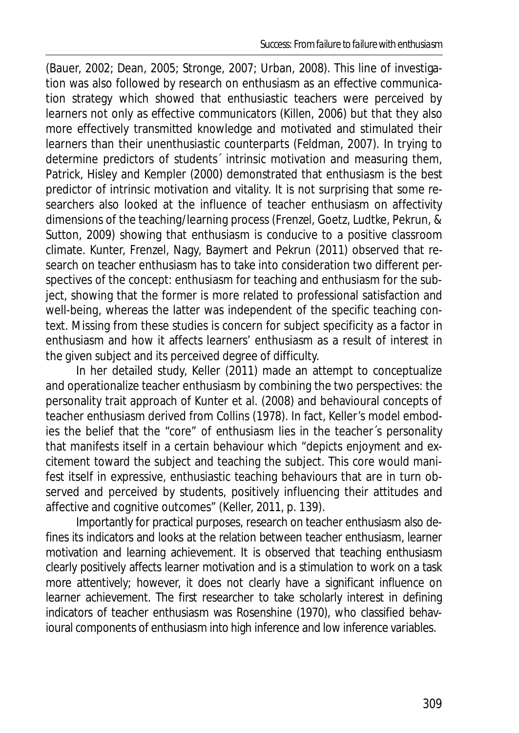(Bauer, 2002; Dean, 2005; Stronge, 2007; Urban, 2008). This line of investigation was also followed by research on enthusiasm as an effective communication strategy which showed that enthusiastic teachers were perceived by learners not only as effective communicators (Killen, 2006) but that they also more effectively transmitted knowledge and motivated and stimulated their learners than their unenthusiastic counterparts (Feldman, 2007). In trying to determine predictors of students´ intrinsic motivation and measuring them, Patrick, Hisley and Kempler (2000) demonstrated that enthusiasm is the best predictor of intrinsic motivation and vitality. It is not surprising that some researchers also looked at the influence of teacher enthusiasm on affectivity dimensions of the teaching/learning process (Frenzel, Goetz, Ludtke, Pekrun, & Sutton, 2009) showing that enthusiasm is conducive to a positive classroom climate. Kunter, Frenzel, Nagy, Baymert and Pekrun (2011) observed that research on teacher enthusiasm has to take into consideration two different perspectives of the concept: enthusiasm for teaching and enthusiasm for the subject, showing that the former is more related to professional satisfaction and well-being, whereas the latter was independent of the specific teaching context. Missing from these studies is concern for subject specificity as a factor in enthusiasm and how it affects learners' enthusiasm as a result of interest in the given subject and its perceived degree of difficulty.

In her detailed study, Keller (2011) made an attempt to conceptualize and operationalize teacher enthusiasm by combining the two perspectives: the personality trait approach of Kunter et al. (2008) and behavioural concepts of teacher enthusiasm derived from Collins (1978). In fact, Keller's model embodies the belief that the "core" of enthusiasm lies in the teacher´s personality that manifests itself in a certain behaviour which "depicts enjoyment and excitement toward the subject and teaching the subject. This core would manifest itself in expressive, enthusiastic teaching behaviours that are in turn observed and perceived by students, positively influencing their attitudes and affective and cognitive outcomes" (Keller, 2011, p. 139).

Importantly for practical purposes, research on teacher enthusiasm also defines its indicators and looks at the relation between teacher enthusiasm, learner motivation and learning achievement. It is observed that teaching enthusiasm clearly positively affects learner motivation and is a stimulation to work on a task more attentively; however, it does not clearly have a significant influence on learner achievement. The first researcher to take scholarly interest in defining indicators of teacher enthusiasm was Rosenshine (1970), who classified behavioural components of enthusiasm into high inference and low inference variables.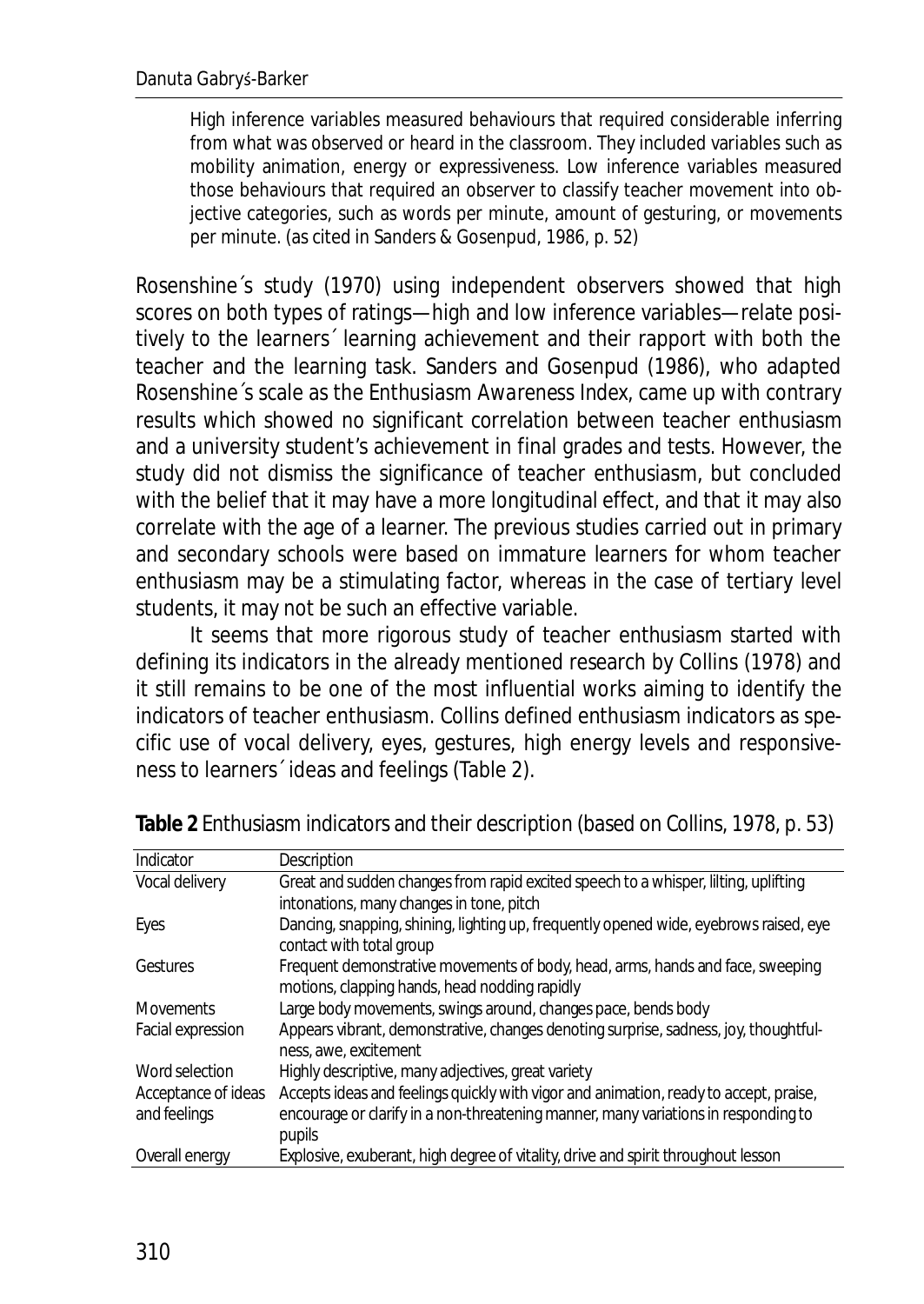> High inference variables measured behaviours that required considerable inferring from what was observed or heard in the classroom. They included variables such as mobility animation, energy or expressiveness. Low inference variables measured those behaviours that required an observer to classify teacher movement into objective categories, such as words per minute, amount of gesturing, or movements per minute. (as cited in Sanders & Gosenpud, 1986, p. 52)

Rosenshine´s study (1970) using independent observers showed that high scores on both types of ratings—high and low inference variables—relate positively to the learners´ learning achievement and their rapport with both the teacher and the learning task. Sanders and Gosenpud (1986), who adapted Rosenshine´s scale as the *Enthusiasm Awareness Index*, came up with contrary results which showed no significant correlation between teacher enthusiasm and a university student's achievement in final grades and tests. However, the study did not dismiss the significance of teacher enthusiasm, but concluded with the belief that it may have a more longitudinal effect, and that it may also correlate with the age of a learner. The previous studies carried out in primary and secondary schools were based on immature learners for whom teacher enthusiasm may be a stimulating factor, whereas in the case of tertiary level students, it may not be such an effective variable.

It seems that more rigorous study of teacher enthusiasm started with defining its indicators in the already mentioned research by Collins (1978) and it still remains to be one of the most influential works aiming to identify the indicators of teacher enthusiasm. Collins defined enthusiasm indicators as specific use of vocal delivery, eyes, gestures, high energy levels and responsiveness to learners´ ideas and feelings (Table 2).

**Table 2** Enthusiasm indicators and their description (based on Collins, 1978, p. 53)

| Indicator | Description |
|---|---|
| Vocal delivery | Great and sudden changes from rapid excited speech to a whisper, lilting, uplifting intonations, many changes in tone, pitch |
| Eyes | Dancing, snapping, shining, lighting up, frequently opened wide, eyebrows raised, eye contact with total group |
| Gestures | Frequent demonstrative movements of body, head, arms, hands and face, sweeping motions, clapping hands, head nodding rapidly |
| Movements | Large body movements, swings around, changes pace, bends body |
| Facial expression | Appears vibrant, demonstrative, changes denoting surprise, sadness, joy, thoughtfulness, awe, excitement |
| Word selection | Highly descriptive, many adjectives, great variety |
| Acceptance of ideas and feelings | Accepts ideas and feelings quickly with vigor and animation, ready to accept, praise, encourage or clarify in a non-threatening manner, many variations in responding to pupils |
| Overall energy | Explosive, exuberant, high degree of vitality, drive and spirit throughout lesson |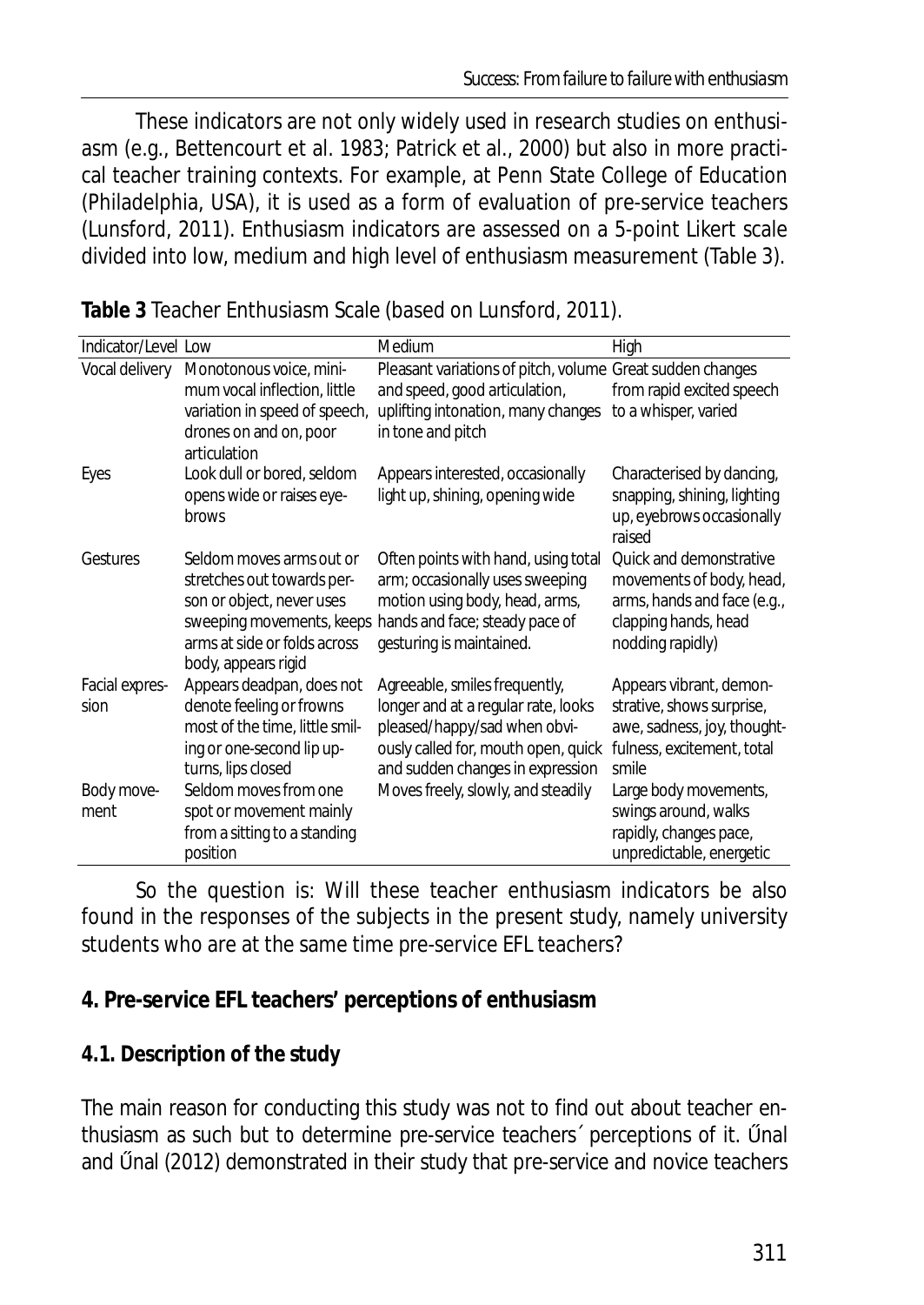These indicators are not only widely used in research studies on enthusiasm (e.g., Bettencourt et al. 1983; Patrick et al., 2000) but also in more practical teacher training contexts. For example, at Penn State College of Education (Philadelphia, USA), it is used as a form of evaluation of pre-service teachers (Lunsford, 2011). Enthusiasm indicators are assessed on a 5-point Likert scale divided into low, medium and high level of enthusiasm measurement (Table 3).

**Table 3** Teacher Enthusiasm Scale (based on Lunsford, 2011).

| Indicator/Level | Low | Medium | High |
|---|---|---|---|
| Vocal delivery | Monotonous voice, minimum vocal inflection, little variation in speed of speech, drones on and on, poor articulation | Pleasant variations of pitch, volume and speed, good articulation, uplifting intonation, many changes in tone and pitch | Great sudden changes from rapid excited speech to a whisper, varied |
| Eyes | Look dull or bored, seldom opens wide or raises eyebrows | Appears interested, occasionally light up, shining, opening wide | Characterised by dancing, snapping, shining, lighting up, eyebrows occasionally raised |
| Gestures | Seldom moves arms out or stretches out towards person or object, never uses sweeping movements, keeps arms at side or folds across body, appears rigid | Often points with hand, using total arm; occasionally uses sweeping motion using body, head, arms, hands and face; steady pace of gesturing is maintained. | Quick and demonstrative movements of body, head, arms, hands and face (e.g., clapping hands, head nodding rapidly) |
| Facial expression | Appears deadpan, does not denote feeling or frowns most of the time, little smiling or one-second lip upturns, lips closed | Agreeable, smiles frequently, longer and at a regular rate, looks pleased/happy/sad when obviously called for, mouth open, quick and sudden changes in expression | Appears vibrant, demonstrative, shows surprise, awe, sadness, joy, thoughtfulness, excitement, total smile |
| Body movement | Seldom moves from one spot or movement mainly from a sitting to a standing position | Moves freely, slowly, and steadily | Large body movements, swings around, walks rapidly, changes pace, unpredictable, energetic |

So the question is: Will these teacher enthusiasm indicators be also found in the responses of the subjects in the present study, namely university students who are at the same time pre-service EFL teachers?

## 4. Pre-service EFL teachers' perceptions of enthusiasm

### 4.1. Description of the study

The main reason for conducting this study was not to find out about teacher enthusiasm as such but to determine pre-service teachers´ perceptions of it. Űnal and Űnal (2012) demonstrated in their study that pre-service and novice teachers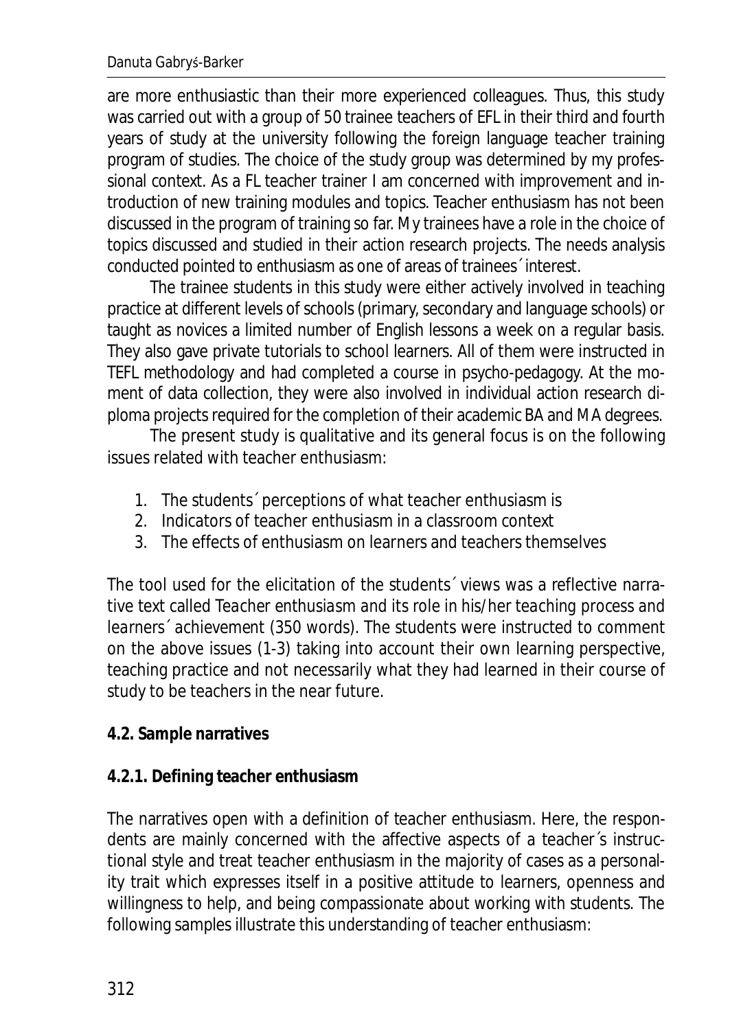are more enthusiastic than their more experienced colleagues. Thus, this study was carried out with a group of 50 trainee teachers of EFL in their third and fourth years of study at the university following the foreign language teacher training program of studies. The choice of the study group was determined by my professional context. As a FL teacher trainer I am concerned with improvement and introduction of new training modules and topics. Teacher enthusiasm has not been discussed in the program of training so far. My trainees have a role in the choice of topics discussed and studied in their action research projects. The needs analysis conducted pointed to enthusiasm as one of areas of trainees´ interest.

The trainee students in this study were either actively involved in teaching practice at different levels of schools (primary, secondary and language schools) or taught as novices a limited number of English lessons a week on a regular basis. They also gave private tutorials to school learners. All of them were instructed in TEFL methodology and had completed a course in psycho-pedagogy. At the moment of data collection, they were also involved in individual action research diploma projects required for the completion of their academic BA and MA degrees.

The present study is qualitative and its general focus is on the following issues related with teacher enthusiasm:

1. The students´ perceptions of what teacher enthusiasm is
2. Indicators of teacher enthusiasm in a classroom context
3. The effects of enthusiasm on learners and teachers themselves

The tool used for the elicitation of the students´ views was a reflective narrative text called *Teacher enthusiasm and its role in his/her teaching process and learners´ achievement* (350 words). The students were instructed to comment on the above issues (1-3) taking into account their own learning perspective, teaching practice and not necessarily what they had learned in their course of study to be teachers in the near future.

**4.2. Sample narratives**

**4.2.1. Defining teacher enthusiasm**

The narratives open with a definition of teacher enthusiasm. Here, the respondents are mainly concerned with the affective aspects of a teacher´s instructional style and treat teacher enthusiasm in the majority of cases as a personality trait which expresses itself in a positive attitude to learners, openness and willingness to help, and being compassionate about working with students. The following samples illustrate this understanding of teacher enthusiasm: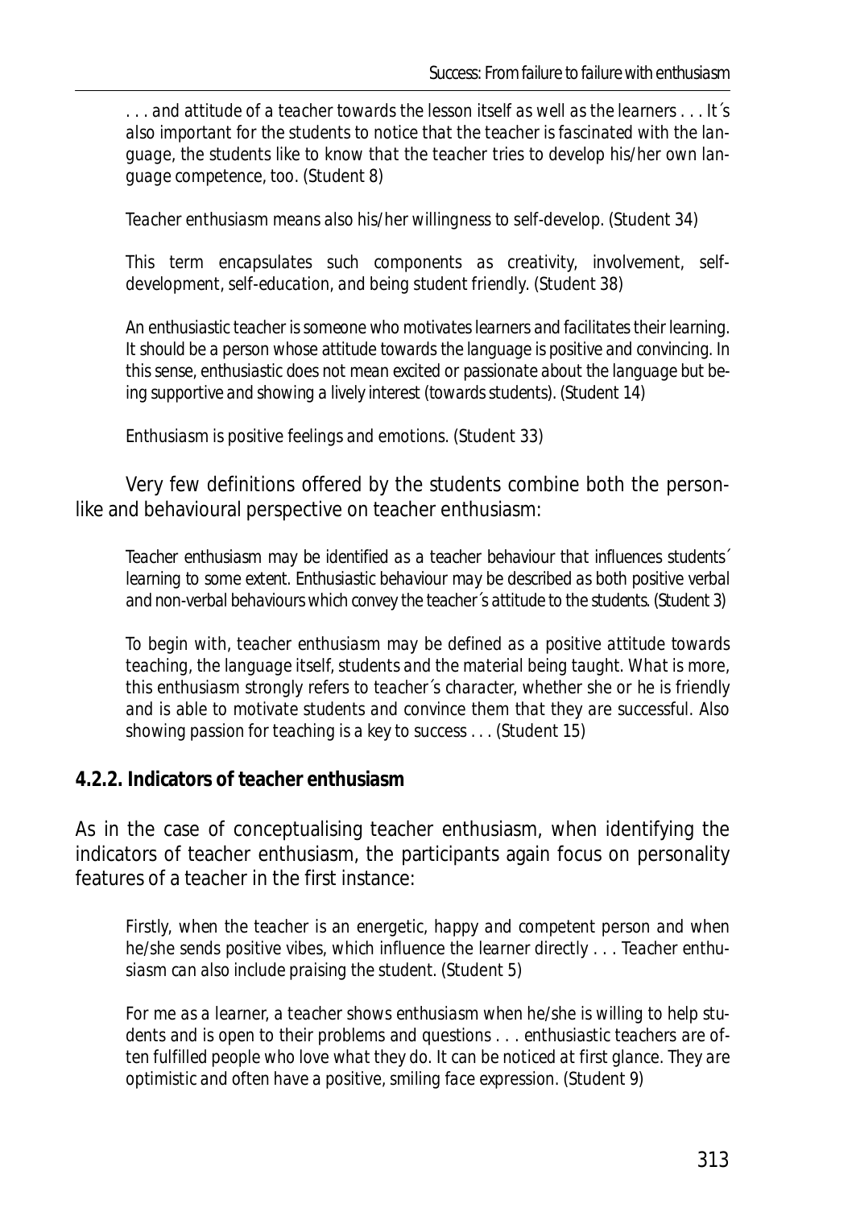*. . . and attitude of a teacher towards the lesson itself as well as the learners . . . It´s also important for the students to notice that the teacher is fascinated with the language, the students like to know that the teacher tries to develop his/her own language competence, too. (Student 8)*

*Teacher enthusiasm means also his/her willingness to self-develop. (Student 34)*

*This term encapsulates such components as creativity, involvement, self-development, self-education, and being student friendly. (Student 38)*

*An enthusiastic teacher is someone who motivates learners and facilitates their learning. It should be a person whose attitude towards the language is positive and convincing. In this sense, enthusiastic does not mean excited or passionate about the language but being supportive and showing a lively interest (towards students). (Student 14)*

*Enthusiasm is positive feelings and emotions. (Student 33)*

Very few definitions offered by the students combine both the person-like and behavioural perspective on teacher enthusiasm:

*Teacher enthusiasm may be identified as a teacher behaviour that influences students´ learning to some extent. Enthusiastic behaviour may be described as both positive verbal and non-verbal behaviours which convey the teacher´s attitude to the students. (Student 3)*

*To begin with, teacher enthusiasm may be defined as a positive attitude towards teaching, the language itself, students and the material being taught. What is more, this enthusiasm strongly refers to teacher´s character, whether she or he is friendly and is able to motivate students and convince them that they are successful. Also showing passion for teaching is a key to success . . . (Student 15)*

### 4.2.2. Indicators of teacher enthusiasm

As in the case of conceptualising teacher enthusiasm, when identifying the indicators of teacher enthusiasm, the participants again focus on personality features of a teacher in the first instance:

*Firstly, when the teacher is an energetic, happy and competent person and when he/she sends positive vibes, which influence the learner directly . . . Teacher enthusiasm can also include praising the student. (Student 5)*

*For me as a learner, a teacher shows enthusiasm when he/she is willing to help students and is open to their problems and questions . . . enthusiastic teachers are often fulfilled people who love what they do. It can be noticed at first glance. They are optimistic and often have a positive, smiling face expression. (Student 9)*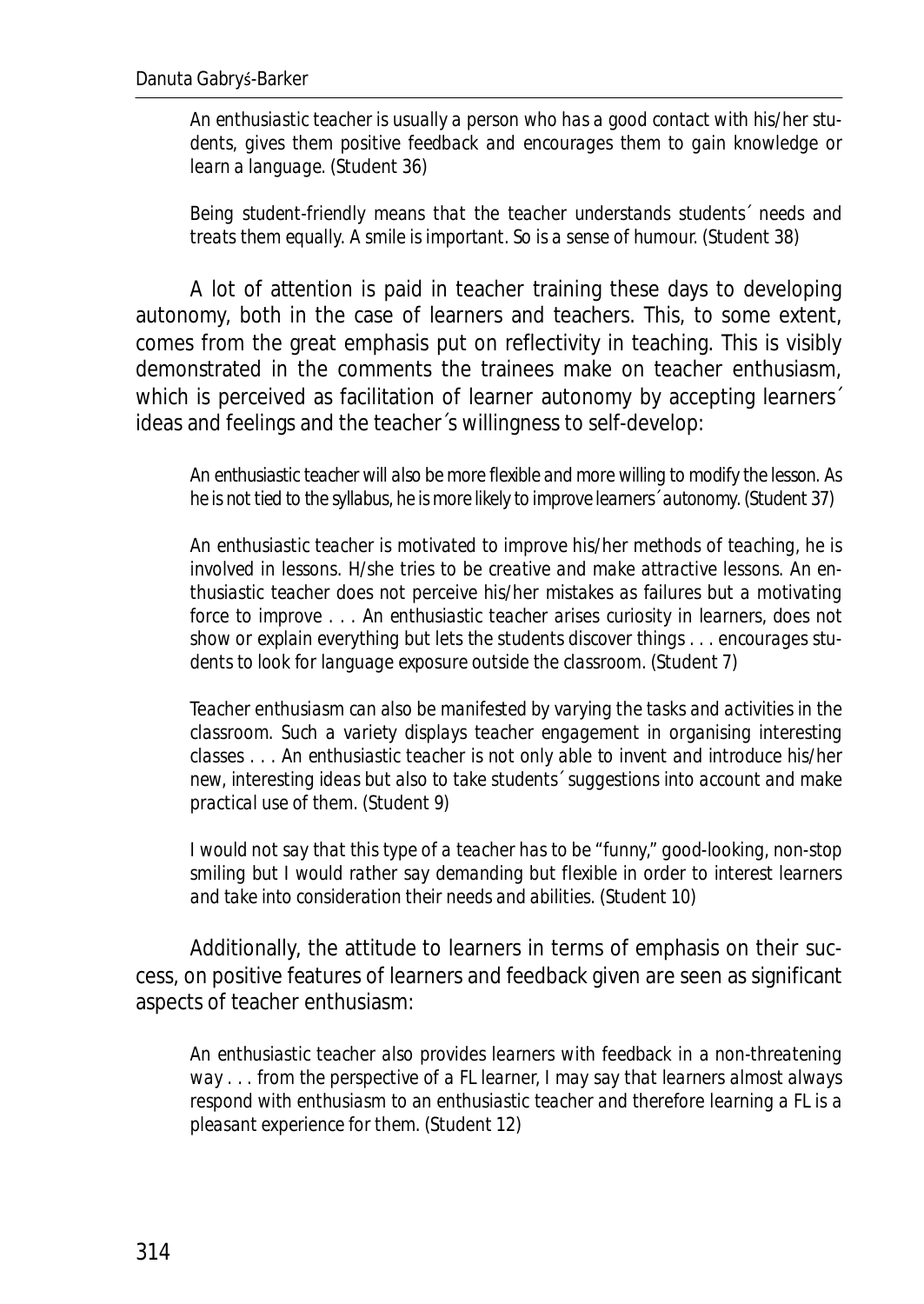> *An enthusiastic teacher is usually a person who has a good contact with his/her students, gives them positive feedback and encourages them to gain knowledge or learn a language.* (Student 36)

> *Being student-friendly means that the teacher understands students´ needs and treats them equally. A smile is important. So is a sense of humour.* (Student 38)

A lot of attention is paid in teacher training these days to developing autonomy, both in the case of learners and teachers. This, to some extent, comes from the great emphasis put on reflectivity in teaching. This is visibly demonstrated in the comments the trainees make on teacher enthusiasm, which is perceived as facilitation of learner autonomy by accepting learners´ ideas and feelings and the teacher´s willingness to self-develop:

> *An enthusiastic teacher will also be more flexible and more willing to modify the lesson. As he is not tied to the syllabus, he is more likely to improve learners´autonomy.* (Student 37)

> *An enthusiastic teacher is motivated to improve his/her methods of teaching, he is involved in lessons. H/she tries to be creative and make attractive lessons. An enthusiastic teacher does not perceive his/her mistakes as failures but a motivating force to improve . . . An enthusiastic teacher arises curiosity in learners, does not show or explain everything but lets the students discover things . . . encourages students to look for language exposure outside the classroom.* (Student 7)

> *Teacher enthusiasm can also be manifested by varying the tasks and activities in the classroom. Such a variety displays teacher engagement in organising interesting classes . . . An enthusiastic teacher is not only able to invent and introduce his/her new, interesting ideas but also to take students´ suggestions into account and make practical use of them.* (Student 9)

> *I would not say that this type of a teacher has to be "funny," good-looking, non-stop smiling but I would rather say demanding but flexible in order to interest learners and take into consideration their needs and abilities.* (Student 10)

Additionally, the attitude to learners in terms of emphasis on their success, on positive features of learners and feedback given are seen as significant aspects of teacher enthusiasm:

> *An enthusiastic teacher also provides learners with feedback in a non-threatening way . . . from the perspective of a FL learner, I may say that learners almost always respond with enthusiasm to an enthusiastic teacher and therefore learning a FL is a pleasant experience for them.* (Student 12)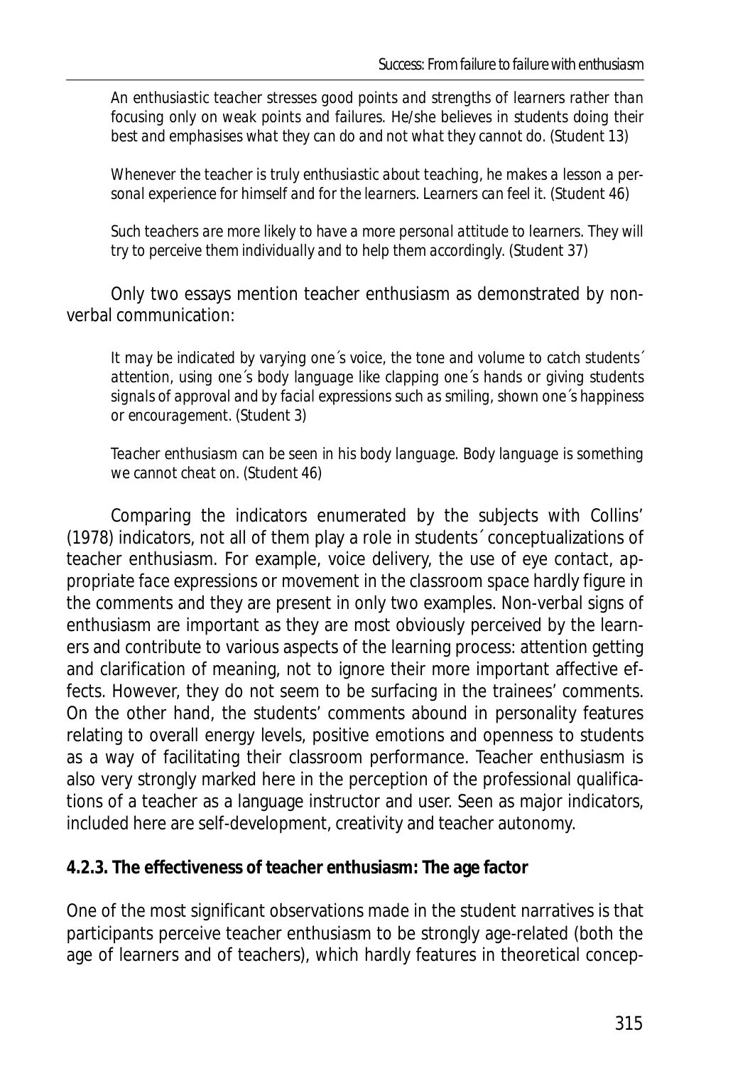*An enthusiastic teacher stresses good points and strengths of learners rather than focusing only on weak points and failures. He/she believes in students doing their best and emphasises what they can do and not what they cannot do. (Student 13)*

*Whenever the teacher is truly enthusiastic about teaching, he makes a lesson a personal experience for himself and for the learners. Learners can feel it. (Student 46)*

*Such teachers are more likely to have a more personal attitude to learners. They will try to perceive them individually and to help them accordingly. (Student 37)*

Only two essays mention teacher enthusiasm as demonstrated by nonverbal communication:

*It may be indicated by varying one´s voice, the tone and volume to catch students´ attention, using one´s body language like clapping one´s hands or giving students signals of approval and by facial expressions such as smiling, shown one´s happiness or encouragement. (Student 3)*

*Teacher enthusiasm can be seen in his body language. Body language is something we cannot cheat on. (Student 46)*

Comparing the indicators enumerated by the subjects with Collins' (1978) indicators, not all of them play a role in students´ conceptualizations of teacher enthusiasm. For example, voice delivery, the use of eye contact, appropriate face expressions or movement in the classroom space hardly figure in the comments and they are present in only two examples. Non-verbal signs of enthusiasm are important as they are most obviously perceived by the learners and contribute to various aspects of the learning process: attention getting and clarification of meaning, not to ignore their more important affective effects. However, they do not seem to be surfacing in the trainees' comments. On the other hand, the students' comments abound in personality features relating to overall energy levels, positive emotions and openness to students as a way of facilitating their classroom performance. Teacher enthusiasm is also very strongly marked here in the perception of the professional qualifications of a teacher as a language instructor and user. Seen as major indicators, included here are self-development, creativity and teacher autonomy.

### 4.2.3. The effectiveness of teacher enthusiasm: The age factor

One of the most significant observations made in the student narratives is that participants perceive teacher enthusiasm to be strongly age-related (both the age of learners and of teachers), which hardly features in theoretical concep-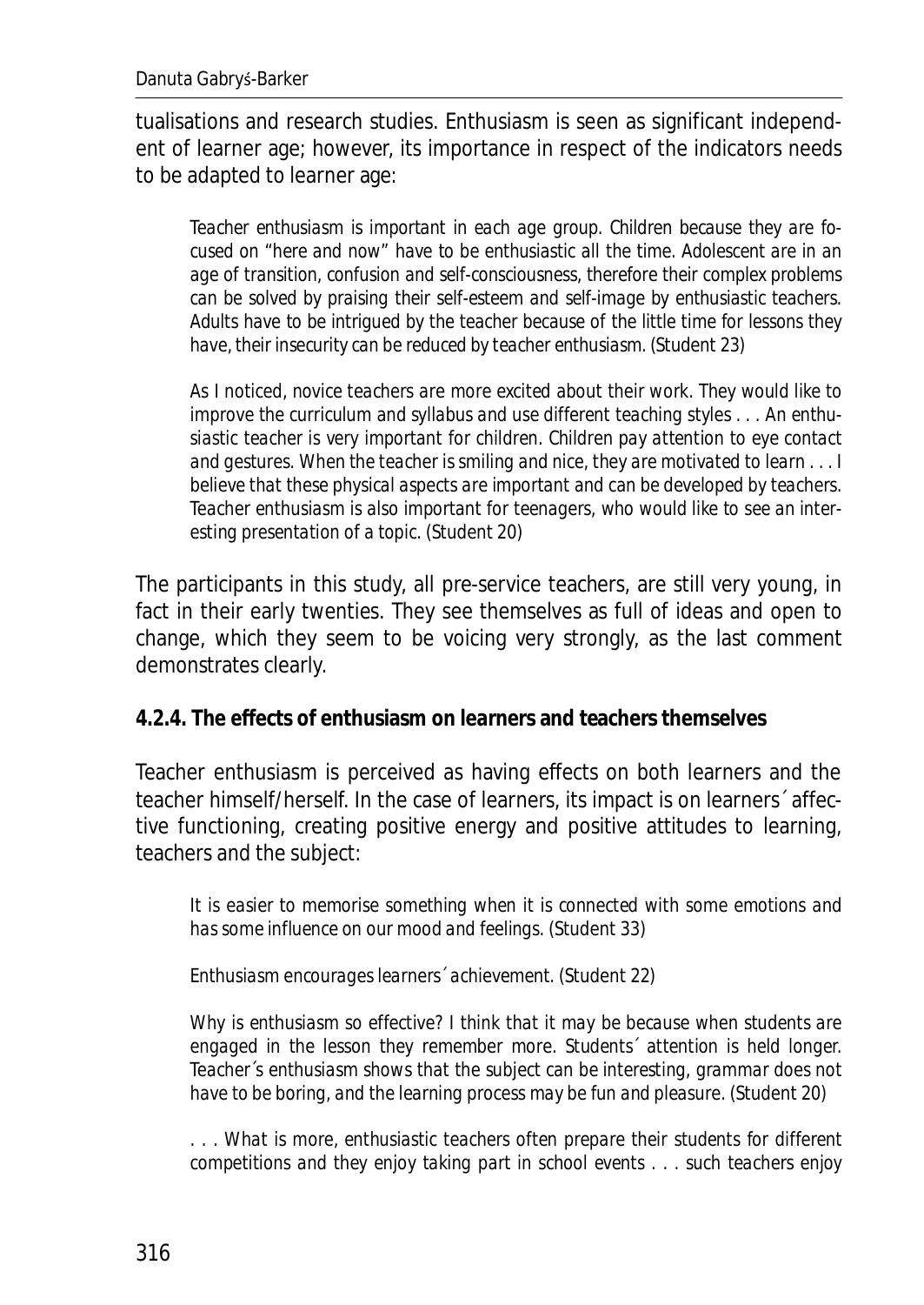tualisations and research studies. Enthusiasm is seen as significant independent of learner age; however, its importance in respect of the indicators needs to be adapted to learner age:

> *Teacher enthusiasm is important in each age group. Children because they are focused on "here and now" have to be enthusiastic all the time. Adolescent are in an age of transition, confusion and self-consciousness, therefore their complex problems can be solved by praising their self-esteem and self-image by enthusiastic teachers. Adults have to be intrigued by the teacher because of the little time for lessons they have, their insecurity can be reduced by teacher enthusiasm.* (Student 23)

> *As I noticed, novice teachers are more excited about their work. They would like to improve the curriculum and syllabus and use different teaching styles . . . An enthusiastic teacher is very important for children. Children pay attention to eye contact and gestures. When the teacher is smiling and nice, they are motivated to learn . . . I believe that these physical aspects are important and can be developed by teachers. Teacher enthusiasm is also important for teenagers, who would like to see an interesting presentation of a topic.* (Student 20)

The participants in this study, all pre-service teachers, are still very young, in fact in their early twenties. They see themselves as full of ideas and open to change, which they seem to be voicing very strongly, as the last comment demonstrates clearly.

#### 4.2.4. The effects of enthusiasm on learners and teachers themselves

Teacher enthusiasm is perceived as having effects on both learners and the teacher himself/herself. In the case of learners, its impact is on learners´ affective functioning, creating positive energy and positive attitudes to learning, teachers and the subject:

> *It is easier to memorise something when it is connected with some emotions and has some influence on our mood and feelings.* (Student 33)

> *Enthusiasm encourages learners´ achievement.* (Student 22)

> *Why is enthusiasm so effective? I think that it may be because when students are engaged in the lesson they remember more. Students´ attention is held longer. Teacher´s enthusiasm shows that the subject can be interesting, grammar does not have to be boring, and the learning process may be fun and pleasure.* (Student 20)

> *. . . What is more, enthusiastic teachers often prepare their students for different competitions and they enjoy taking part in school events . . . such teachers enjoy*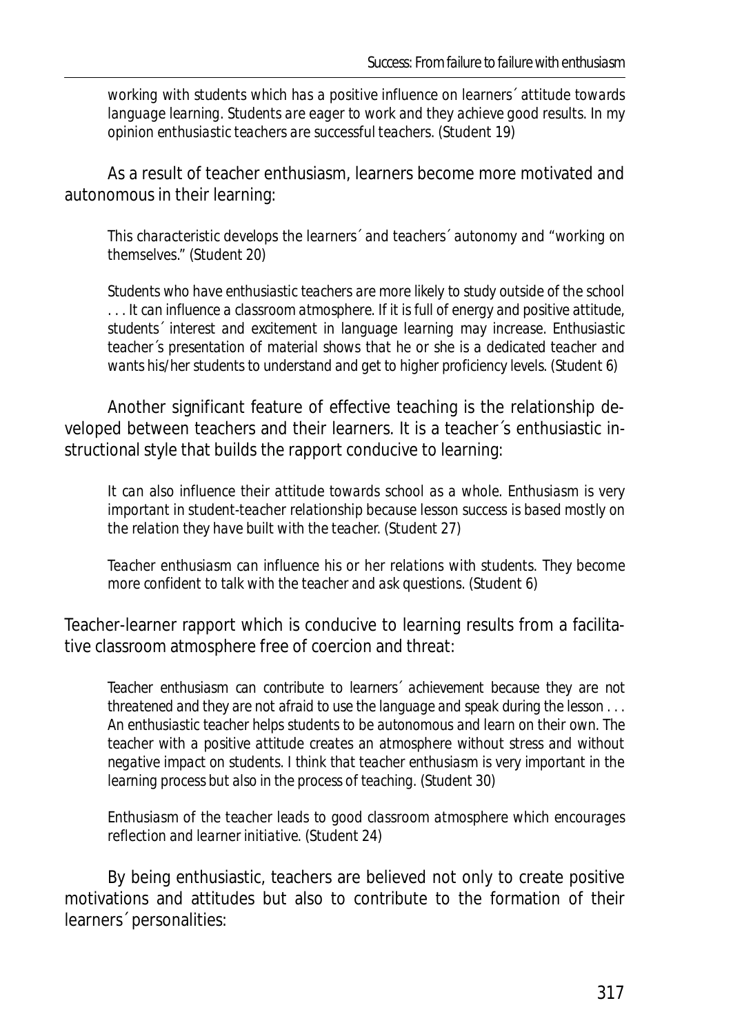> *working with students which has a positive influence on learners´ attitude towards language learning. Students are eager to work and they achieve good results. In my opinion enthusiastic teachers are successful teachers. (Student 19)*

As a result of teacher enthusiasm, learners become more motivated and autonomous in their learning:

> *This characteristic develops the learners´ and teachers´ autonomy and "working on themselves." (Student 20)*

> *Students who have enthusiastic teachers are more likely to study outside of the school . . . It can influence a classroom atmosphere. If it is full of energy and positive attitude, students´ interest and excitement in language learning may increase. Enthusiastic teacher´s presentation of material shows that he or she is a dedicated teacher and wants his/her students to understand and get to higher proficiency levels. (Student 6)*

Another significant feature of effective teaching is the relationship developed between teachers and their learners. It is a teacher´s enthusiastic instructional style that builds the rapport conducive to learning:

> *It can also influence their attitude towards school as a whole. Enthusiasm is very important in student-teacher relationship because lesson success is based mostly on the relation they have built with the teacher. (Student 27)*

> *Teacher enthusiasm can influence his or her relations with students. They become more confident to talk with the teacher and ask questions. (Student 6)*

Teacher-learner rapport which is conducive to learning results from a facilitative classroom atmosphere free of coercion and threat:

> *Teacher enthusiasm can contribute to learners´ achievement because they are not threatened and they are not afraid to use the language and speak during the lesson . . . An enthusiastic teacher helps students to be autonomous and learn on their own. The teacher with a positive attitude creates an atmosphere without stress and without negative impact on students. I think that teacher enthusiasm is very important in the learning process but also in the process of teaching. (Student 30)*

> *Enthusiasm of the teacher leads to good classroom atmosphere which encourages reflection and learner initiative. (Student 24)*

By being enthusiastic, teachers are believed not only to create positive motivations and attitudes but also to contribute to the formation of their learners´ personalities: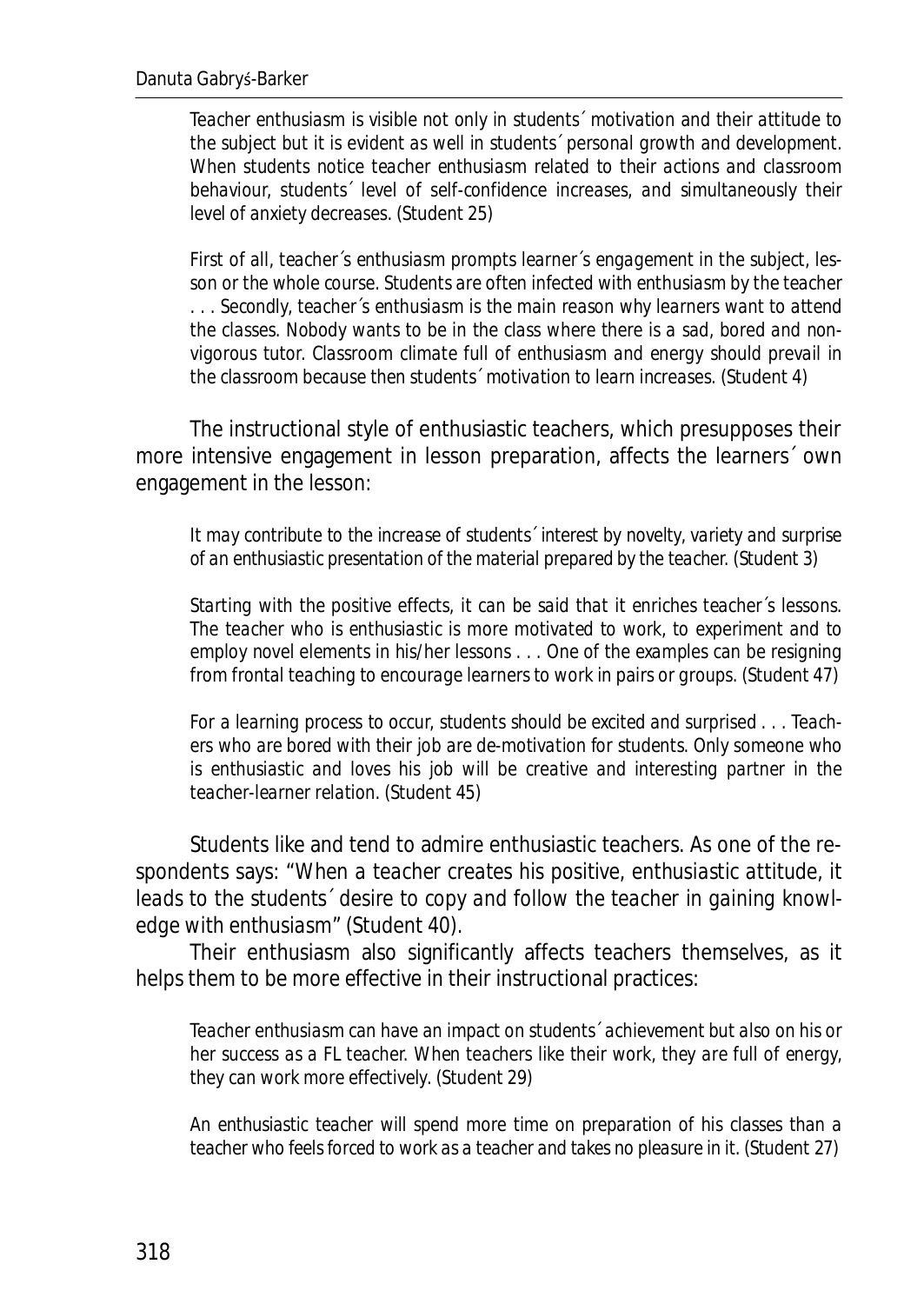*Teacher enthusiasm is visible not only in students´ motivation and their attitude to the subject but it is evident as well in students´ personal growth and development. When students notice teacher enthusiasm related to their actions and classroom behaviour, students´ level of self-confidence increases, and simultaneously their level of anxiety decreases. (Student 25)*

*First of all, teacher´s enthusiasm prompts learner´s engagement in the subject, lesson or the whole course. Students are often infected with enthusiasm by the teacher . . . Secondly, teacher´s enthusiasm is the main reason why learners want to attend the classes. Nobody wants to be in the class where there is a sad, bored and non-vigorous tutor. Classroom climate full of enthusiasm and energy should prevail in the classroom because then students´ motivation to learn increases. (Student 4)*

The instructional style of enthusiastic teachers, which presupposes their more intensive engagement in lesson preparation, affects the learners´ own engagement in the lesson:

*It may contribute to the increase of students´ interest by novelty, variety and surprise of an enthusiastic presentation of the material prepared by the teacher. (Student 3)*

*Starting with the positive effects, it can be said that it enriches teacher´s lessons. The teacher who is enthusiastic is more motivated to work, to experiment and to employ novel elements in his/her lessons . . . One of the examples can be resigning from frontal teaching to encourage learners to work in pairs or groups. (Student 47)*

*For a learning process to occur, students should be excited and surprised . . . Teachers who are bored with their job are de-motivation for students. Only someone who is enthusiastic and loves his job will be creative and interesting partner in the teacher-learner relation. (Student 45)*

Students like and tend to admire enthusiastic teachers. As one of the respondents says: "*When a teacher creates his positive, enthusiastic attitude, it leads to the students´ desire to copy and follow the teacher in gaining knowledge with enthusiasm*" (Student 40).

Their enthusiasm also significantly affects teachers themselves, as it helps them to be more effective in their instructional practices:

*Teacher enthusiasm can have an impact on students´ achievement but also on his or her success as a FL teacher. When teachers like their work, they are full of energy, they can work more effectively. (Student 29)*

*An enthusiastic teacher will spend more time on preparation of his classes than a teacher who feels forced to work as a teacher and takes no pleasure in it. (Student 27)*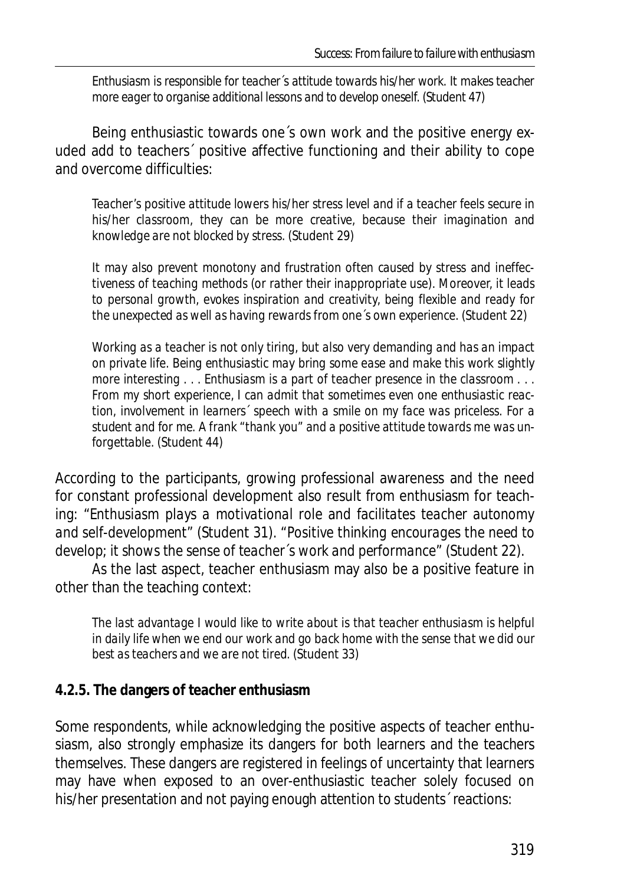*Enthusiasm is responsible for teacher´s attitude towards his/her work. It makes teacher more eager to organise additional lessons and to develop oneself.* (Student 47)

Being enthusiastic towards one´s own work and the positive energy exuded add to teachers´ positive affective functioning and their ability to cope and overcome difficulties:

*Teacher's positive attitude lowers his/her stress level and if a teacher feels secure in his/her classroom, they can be more creative, because their imagination and knowledge are not blocked by stress.* (Student 29)

*It may also prevent monotony and frustration often caused by stress and ineffectiveness of teaching methods (or rather their inappropriate use). Moreover, it leads to personal growth, evokes inspiration and creativity, being flexible and ready for the unexpected as well as having rewards from one´s own experience.* (Student 22)

*Working as a teacher is not only tiring, but also very demanding and has an impact on private life. Being enthusiastic may bring some ease and make this work slightly more interesting . . . Enthusiasm is a part of teacher presence in the classroom . . . From my short experience, I can admit that sometimes even one enthusiastic reaction, involvement in learners´ speech with a smile on my face was priceless. For a student and for me. A frank "thank you" and a positive attitude towards me was unforgettable.* (Student 44)

According to the participants, growing professional awareness and the need for constant professional development also result from enthusiasm for teaching: "*Enthusiasm plays a motivational role and facilitates teacher autonomy and self-development*" (Student 31). "*Positive thinking encourages the need to develop; it shows the sense of teacher´s work and performance*" (Student 22).

As the last aspect, teacher enthusiasm may also be a positive feature in other than the teaching context:

*The last advantage I would like to write about is that teacher enthusiasm is helpful in daily life when we end our work and go back home with the sense that we did our best as teachers and we are not tired.* (Student 33)

### 4.2.5. The dangers of teacher enthusiasm

Some respondents, while acknowledging the positive aspects of teacher enthusiasm, also strongly emphasize its dangers for both learners and the teachers themselves. These dangers are registered in feelings of uncertainty that learners may have when exposed to an over-enthusiastic teacher solely focused on his/her presentation and not paying enough attention to students´ reactions: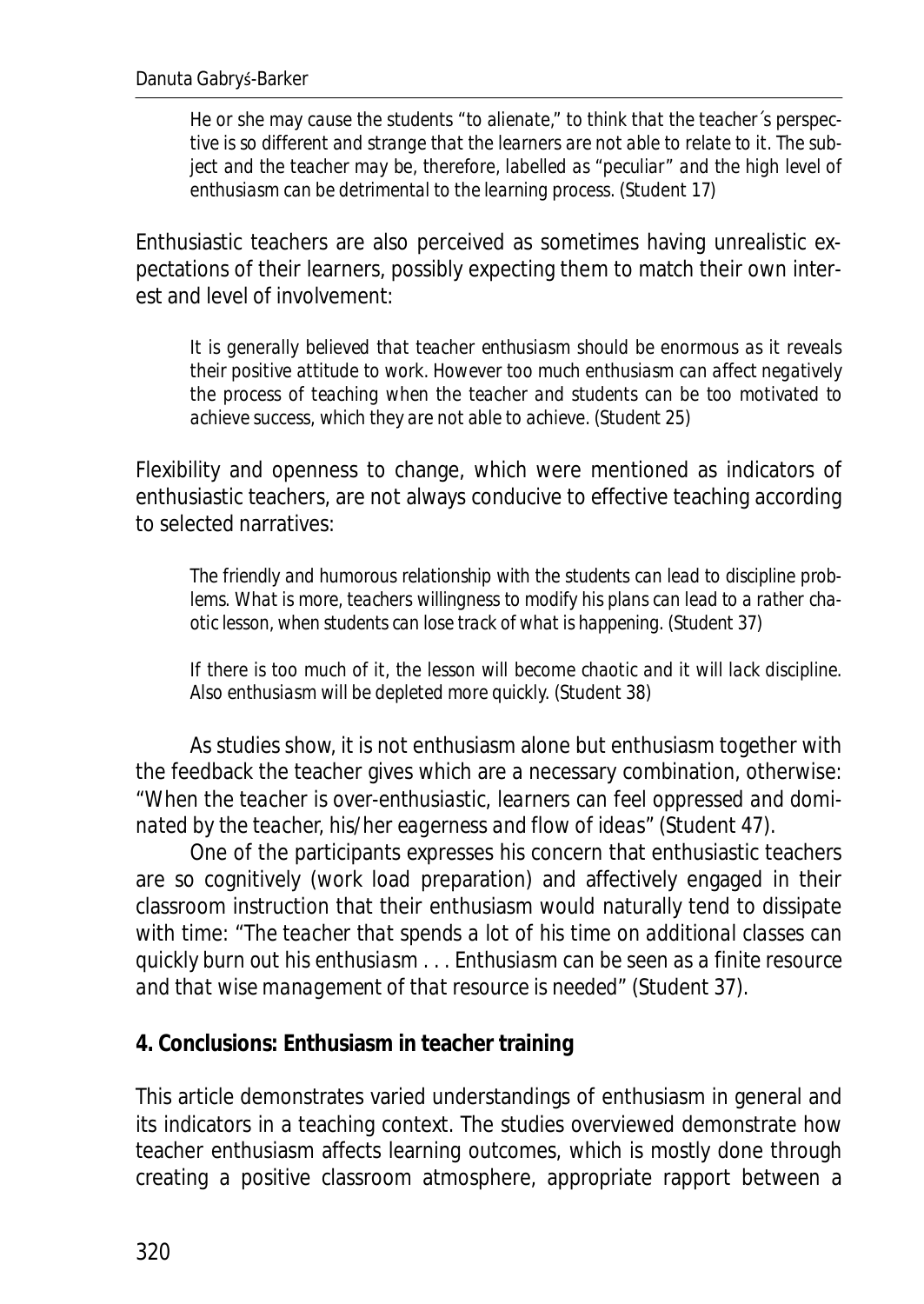> *He or she may cause the students "to alienate," to think that the teacher´s perspective is so different and strange that the learners are not able to relate to it. The subject and the teacher may be, therefore, labelled as "peculiar" and the high level of enthusiasm can be detrimental to the learning process.* (Student 17)

Enthusiastic teachers are also perceived as sometimes having unrealistic expectations of their learners, possibly expecting them to match their own interest and level of involvement:

> *It is generally believed that teacher enthusiasm should be enormous as it reveals their positive attitude to work. However too much enthusiasm can affect negatively the process of teaching when the teacher and students can be too motivated to achieve success, which they are not able to achieve.* (Student 25)

Flexibility and openness to change, which were mentioned as indicators of enthusiastic teachers, are not always conducive to effective teaching according to selected narratives:

> *The friendly and humorous relationship with the students can lead to discipline problems. What is more, teachers willingness to modify his plans can lead to a rather chaotic lesson, when students can lose track of what is happening.* (Student 37)

> *If there is too much of it, the lesson will become chaotic and it will lack discipline. Also enthusiasm will be depleted more quickly.* (Student 38)

As studies show, it is not enthusiasm alone but enthusiasm together with the feedback the teacher gives which are a necessary combination, otherwise: "*When the teacher is over-enthusiastic, learners can feel oppressed and dominated by the teacher, his/her eagerness and flow of ideas*" (Student 47).

One of the participants expresses his concern that enthusiastic teachers are so cognitively (work load preparation) and affectively engaged in their classroom instruction that their enthusiasm would naturally tend to dissipate with time: "*The teacher that spends a lot of his time on additional classes can quickly burn out his enthusiasm . . . Enthusiasm can be seen as a finite resource and that wise management of that resource is needed*" (Student 37).

## 4. Conclusions: Enthusiasm in teacher training

This article demonstrates varied understandings of enthusiasm in general and its indicators in a teaching context. The studies overviewed demonstrate how teacher enthusiasm affects learning outcomes, which is mostly done through creating a positive classroom atmosphere, appropriate rapport between a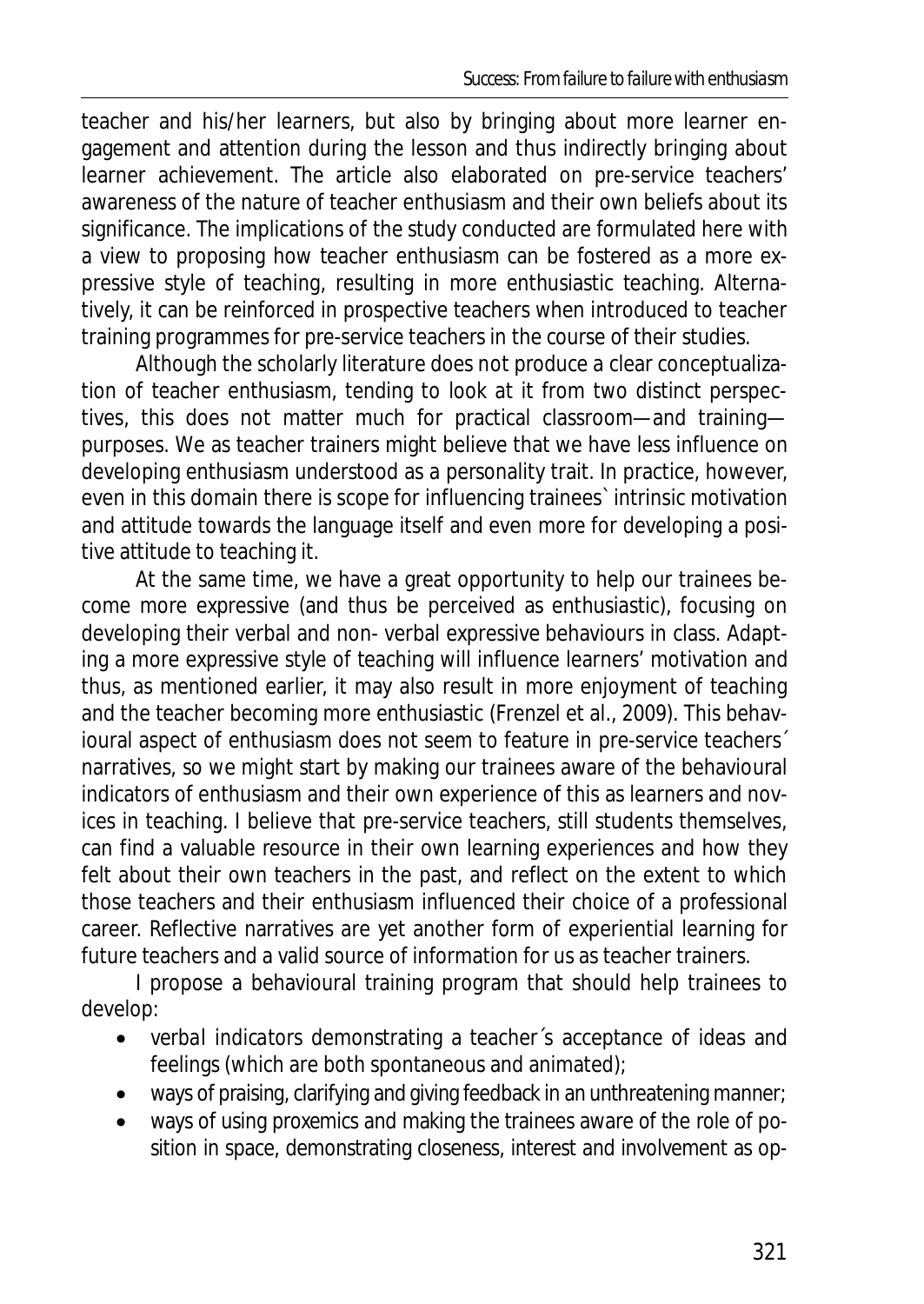teacher and his/her learners, but also by bringing about more learner engagement and attention during the lesson and thus indirectly bringing about learner achievement. The article also elaborated on pre-service teachers' awareness of the nature of teacher enthusiasm and their own beliefs about its significance. The implications of the study conducted are formulated here with a view to proposing how teacher enthusiasm can be fostered as a more expressive style of teaching, resulting in more enthusiastic teaching. Alternatively, it can be reinforced in prospective teachers when introduced to teacher training programmes for pre-service teachers in the course of their studies.

Although the scholarly literature does not produce a clear conceptualization of teacher enthusiasm, tending to look at it from two distinct perspectives, this does not matter much for practical classroom—and training—purposes. We as teacher trainers might believe that we have less influence on developing enthusiasm understood as a personality trait. In practice, however, even in this domain there is scope for influencing trainees` intrinsic motivation and attitude towards the language itself and even more for developing a positive attitude to teaching it.

At the same time, we have a great opportunity to help our trainees become more expressive (and thus be perceived as enthusiastic), focusing on developing their verbal and non- verbal expressive behaviours in class. Adapting a more expressive style of teaching will influence learners' motivation and thus, as mentioned earlier, it may also result in more enjoyment of teaching and the teacher becoming more enthusiastic (Frenzel et al., 2009). This behavioural aspect of enthusiasm does not seem to feature in pre-service teachers´ narratives, so we might start by making our trainees aware of the behavioural indicators of enthusiasm and their own experience of this as learners and novices in teaching. I believe that pre-service teachers, still students themselves, can find a valuable resource in their own learning experiences and how they felt about their own teachers in the past, and reflect on the extent to which those teachers and their enthusiasm influenced their choice of a professional career. Reflective narratives are yet another form of experiential learning for future teachers and a valid source of information for us as teacher trainers.

I propose a behavioural training program that should help trainees to develop:

- verbal indicators demonstrating a teacher´s acceptance of ideas and feelings (which are both spontaneous and animated);
- ways of praising, clarifying and giving feedback in an unthreatening manner;
- ways of using proxemics and making the trainees aware of the role of position in space, demonstrating closeness, interest and involvement as op-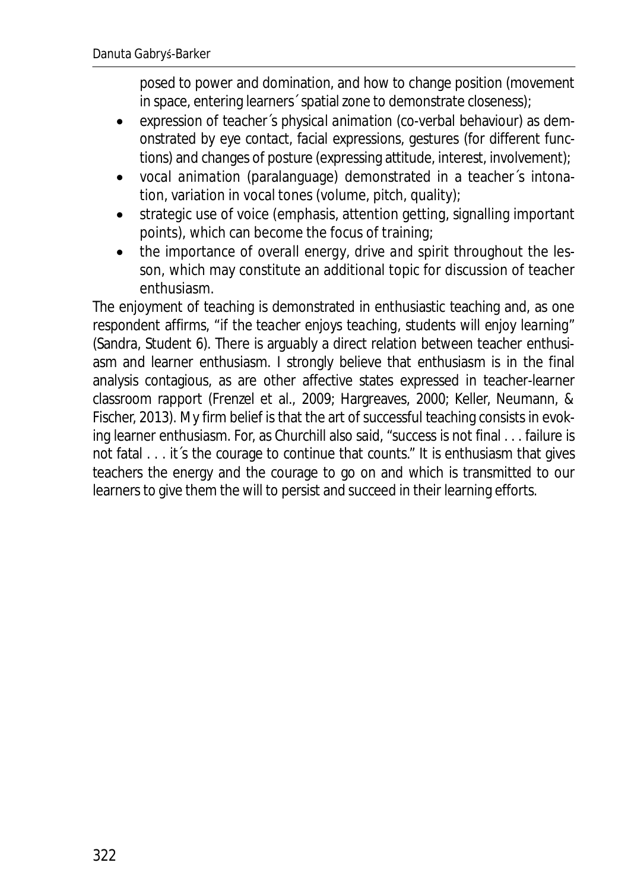posed to power and domination, and how to change position (movement in space, entering learners´ spatial zone to demonstrate closeness);

- expression of teacher´s *physical animation* (co-verbal behaviour) as demonstrated by eye contact, facial expressions, gestures (for different functions) and changes of posture (expressing attitude, interest, involvement);
- *vocal animation* (paralanguage) demonstrated in a teacher´s intonation, variation in vocal tones (volume, pitch, quality);
- strategic use of voice (emphasis, attention getting, signalling important points), which can become the focus of training;
- the importance of *overall energy, drive and spirit* throughout the lesson, which may constitute an additional topic for discussion of teacher enthusiasm.

The enjoyment of teaching is demonstrated in enthusiastic teaching and, as one respondent affirms, "*if the teacher enjoys teaching, students will enjoy learning*" (Sandra, Student 6). There is arguably a direct relation between teacher enthusiasm and learner enthusiasm. I strongly believe that enthusiasm is in the final analysis contagious, as are other affective states expressed in teacher-learner classroom rapport (Frenzel et al., 2009; Hargreaves, 2000; Keller, Neumann, & Fischer, 2013). My firm belief is that the art of successful teaching consists in evoking learner enthusiasm. For, as Churchill also said, "success is not final . . . failure is not fatal . . . it´s the courage to continue that counts." It is enthusiasm that gives teachers the energy and the courage to go on and which is transmitted to our learners to give them the will to persist and succeed in their learning efforts.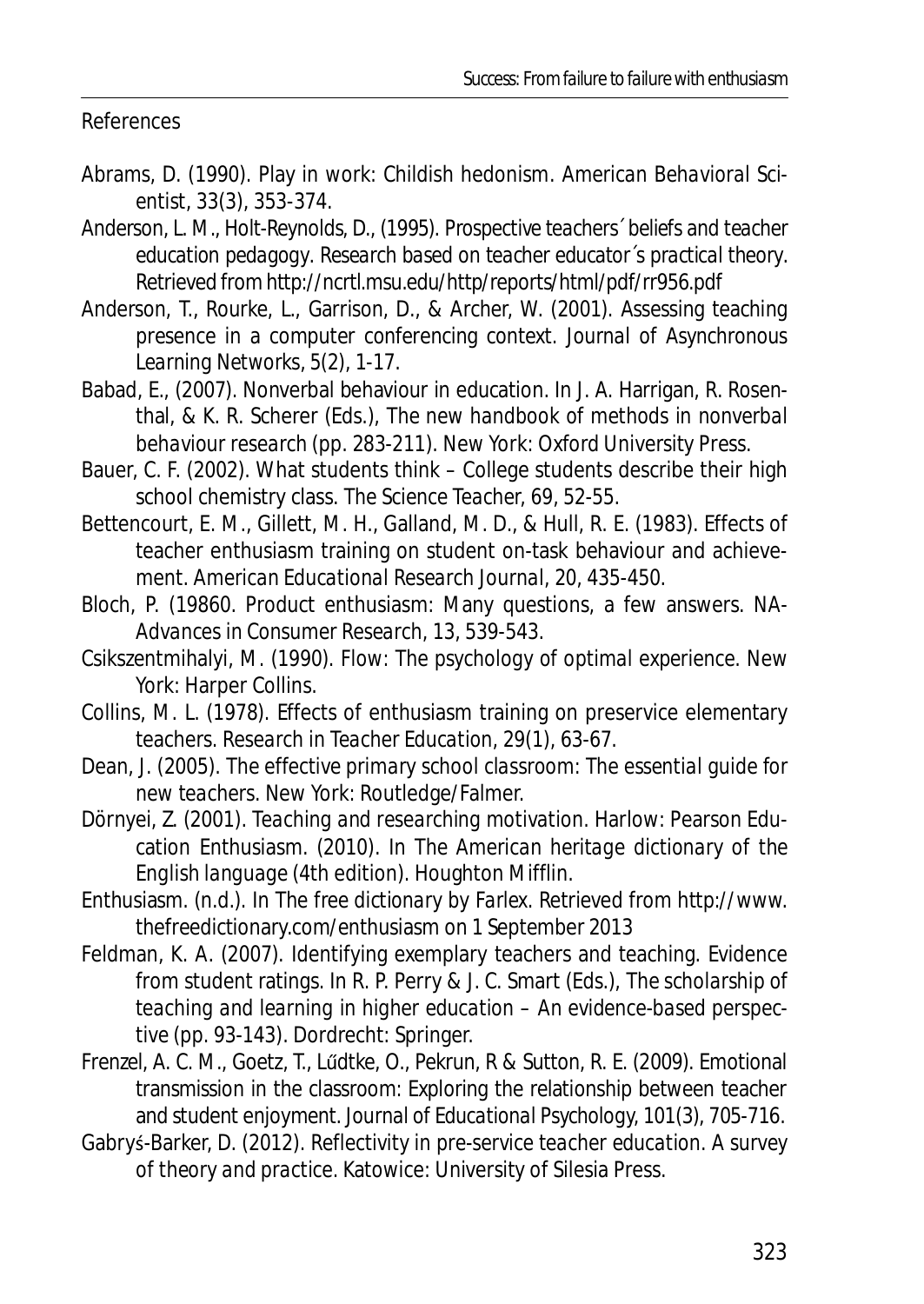References

Abrams, D. (1990). Play in work: Childish hedonism. *American Behavioral Scientist*, *33*(3), 353-374.

Anderson, L. M., Holt-Reynolds, D., (1995). Prospective teachers´ beliefs and teacher education pedagogy. *Research based on teacher educator´s practical theory*. Retrieved from http://ncrtl.msu.edu/http/reports/html/pdf/rr956.pdf

Anderson, T., Rourke, L., Garrison, D., & Archer, W. (2001). Assessing teaching presence in a computer conferencing context. *Journal of Asynchronous Learning Networks*, *5*(2), 1-17.

Babad, E., (2007). Nonverbal behaviour in education. In J. A. Harrigan, R. Rosenthal, & K. R. Scherer (Eds.), *The new handbook of methods in nonverbal behaviour research* (pp. 283-211). New York: Oxford University Press.

Bauer, C. F. (2002). What students think – College students describe their high school chemistry class. *The Science Teacher*, *69*, 52-55.

Bettencourt, E. M., Gillett, M. H., Galland, M. D., & Hull, R. E. (1983). Effects of teacher enthusiasm training on student on-task behaviour and achievement. *American Educational Research Journal*, *20*, 435-450.

Bloch, P. (19860. Product enthusiasm: Many questions, a few answers. *NA-Advances in Consumer Research*, *13*, 539-543.

Csikszentmihalyi, M. (1990). *Flow: The psychology of optimal experience*. New York: Harper Collins.

Collins, M. L. (1978). Effects of enthusiasm training on preservice elementary teachers. *Research in Teacher Education*, *29*(1), 63-67.

Dean, J. (2005). *The effective primary school classroom: The essential guide for new teachers*. New York: Routledge/Falmer.

Dörnyei, Z. (2001). *Teaching and researching motivation*. Harlow: Pearson Education Enthusiasm. (2010). In *The American heritage dictionary of the English language* (4th edition). Houghton Mifflin.

Enthusiasm. (n.d.). In *The free dictionary by Farlex*. Retrieved from http://www.thefreedictionary.com/enthusiasm on 1 September 2013

Feldman, K. A. (2007). Identifying exemplary teachers and teaching. Evidence from student ratings. In R. P. Perry & J. C. Smart (Eds.), *The scholarship of teaching and learning in higher education – An evidence-based perspective* (pp. 93-143). Dordrecht: Springer.

Frenzel, A. C. M., Goetz, T., Lűdtke, O., Pekrun, R & Sutton, R. E. (2009). Emotional transmission in the classroom: Exploring the relationship between teacher and student enjoyment. *Journal of Educational Psychology*, *101*(3), 705-716.

Gabryś-Barker, D. (2012). *Reflectivity in pre-service teacher education. A survey of theory and practice*. Katowice: University of Silesia Press.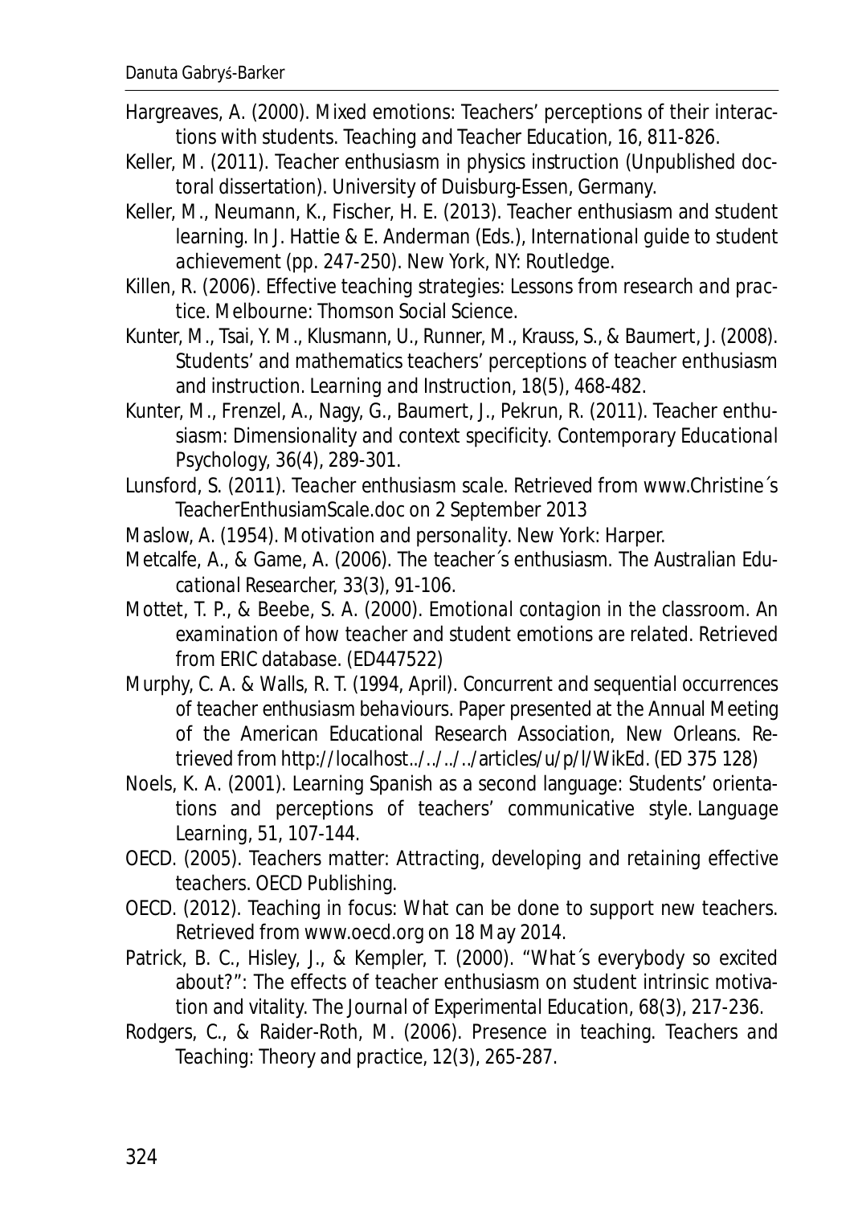Hargreaves, A. (2000). Mixed emotions: Teachers' perceptions of their interactions with students. *Teaching and Teacher Education*, 16, 811-826.

Keller, M. (2011). *Teacher enthusiasm in physics instruction* (Unpublished doctoral dissertation). University of Duisburg-Essen, Germany.

Keller, M., Neumann, K., Fischer, H. E. (2013). Teacher enthusiasm and student learning. In J. Hattie & E. Anderman (Eds.), *International guide to student achievement* (pp. 247-250). New York, NY: Routledge.

Killen, R. (2006). *Effective teaching strategies: Lessons from research and practice*. Melbourne: Thomson Social Science.

Kunter, M., Tsai, Y. M., Klusmann, U., Runner, M., Krauss, S., & Baumert, J. (2008). Students' and mathematics teachers' perceptions of teacher enthusiasm and instruction. *Learning and Instruction*, 18(5), 468-482.

Kunter, M., Frenzel, A., Nagy, G., Baumert, J., Pekrun, R. (2011). Teacher enthusiasm: Dimensionality and context specificity. *Contemporary Educational Psychology*, 36(4), 289-301.

Lunsford, S. (2011). *Teacher enthusiasm scale*. Retrieved from www.Christine´s TeacherEnthusiamScale.doc on 2 September 2013

Maslow, A. (1954). *Motivation and personality*. New York: Harper.

Metcalfe, A., & Game, A. (2006). The teacher´s enthusiasm. *The Australian Educational Researcher*, 33(3), 91-106.

Mottet, T. P., & Beebe, S. A. (2000). *Emotional contagion in the classroom. An examination of how teacher and student emotions are related*. Retrieved from ERIC database. (ED447522)

Murphy, C. A. & Walls, R. T. (1994, April). *Concurrent and sequential occurrences of teacher enthusiasm behaviours*. Paper presented at the Annual Meeting of the American Educational Research Association, New Orleans. Retrieved from http://localhost../../../../articles/u/p/l/WikEd. (ED 375 128)

Noels, K. A. (2001). Learning Spanish as a second language: Students' orientations and perceptions of teachers' communicative style. *Language Learning*, 51, 107-144.

OECD. (2005). *Teachers matter: Attracting, developing and retaining effective teachers*. OECD Publishing.

OECD. (2012). *Teaching in focus: What can be done to support new teachers*. Retrieved from www.oecd.org on 18 May 2014.

Patrick, B. C., Hisley, J., & Kempler, T. (2000). "What´s everybody so excited about?": The effects of teacher enthusiasm on student intrinsic motivation and vitality. *The Journal of Experimental Education*, 68(3), 217-236.

Rodgers, C., & Raider-Roth, M. (2006). Presence in teaching. *Teachers and Teaching: Theory and practice*, 12(3), 265-287.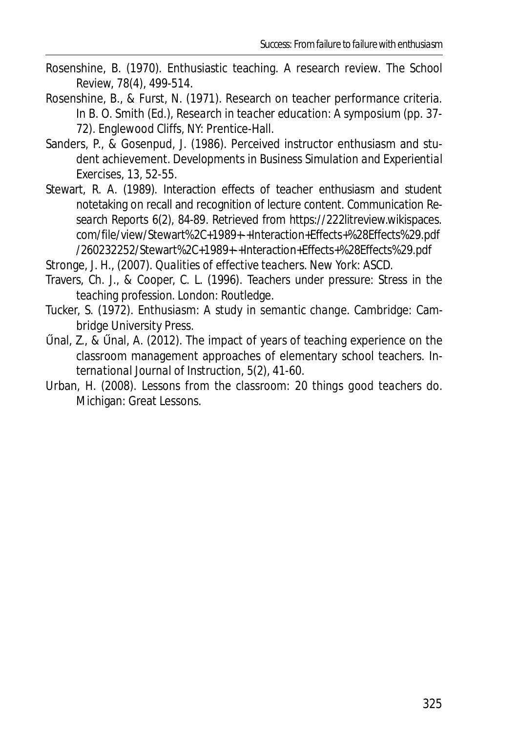Rosenshine, B. (1970). Enthusiastic teaching. A research review. The School Review, 78(4), 499-514.

Rosenshine, B., & Furst, N. (1971). Research on teacher performance criteria. In B. O. Smith (Ed.), *Research in teacher education: A symposium* (pp. 37-72). Englewood Cliffs, NY: Prentice-Hall.

Sanders, P., & Gosenpud, J. (1986). Perceived instructor enthusiasm and student achievement. *Developments in Business Simulation and Experiential Exercises*, 13, 52-55.

Stewart, R. A. (1989). Interaction effects of teacher enthusiasm and student notetaking on recall and recognition of lecture content. *Communication Research Reports* 6(2), 84-89. Retrieved from https://222litreview.wikispaces.com/file/view/Stewart%2C+1989+-+Interaction+Effects+%28Effects%29.pdf/260232252/Stewart%2C+1989+-+Interaction+Effects+%28Effects%29.pdf

Stronge, J. H., (2007). *Qualities of effective teachers*. New York: ASCD.

Travers, Ch. J., & Cooper, C. L. (1996). *Teachers under pressure: Stress in the teaching profession*. London: Routledge.

Tucker, S. (1972). *Enthusiasm: A study in semantic change*. Cambridge: Cambridge University Press.

Űnal, Z., & Űnal, A. (2012). The impact of years of teaching experience on the classroom management approaches of elementary school teachers. *International Journal of Instruction*, 5(2), 41-60.

Urban, H. (2008). *Lessons from the classroom: 20 things good teachers do*. Michigan: Great Lessons.